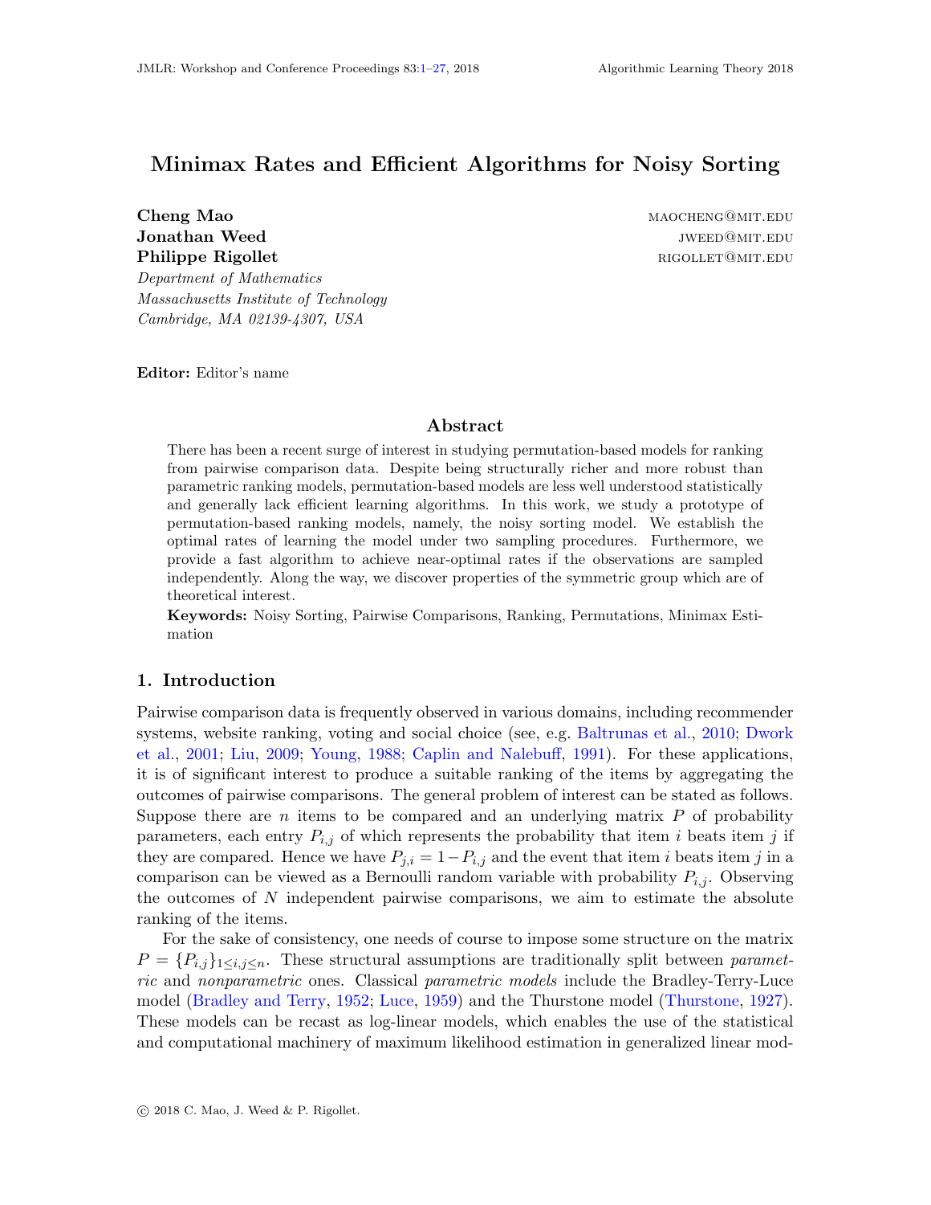# Minimax Rates and Efficient Algorithms for Noisy Sorting

**Cheng Mao** MAOCHENG@MIT.EDU
**Jonathan Weed** JWEED@MIT.EDU
**Philippe Rigollet** RIGOLLET@MIT.EDU

*Department of Mathematics*
*Massachusetts Institute of Technology*
*Cambridge, MA 02139-4307, USA*

**Editor:** Editor's name

## Abstract

There has been a recent surge of interest in studying permutation-based models for ranking from pairwise comparison data. Despite being structurally richer and more robust than parametric ranking models, permutation-based models are less well understood statistically and generally lack efficient learning algorithms. In this work, we study a prototype of permutation-based ranking models, namely, the noisy sorting model. We establish the optimal rates of learning the model under two sampling procedures. Furthermore, we provide a fast algorithm to achieve near-optimal rates if the observations are sampled independently. Along the way, we discover properties of the symmetric group which are of theoretical interest.

**Keywords:** Noisy Sorting, Pairwise Comparisons, Ranking, Permutations, Minimax Estimation

## 1. Introduction

Pairwise comparison data is frequently observed in various domains, including recommender systems, website ranking, voting and social choice (see, e.g. Baltrunas et al., 2010; Dwork et al., 2001; Liu, 2009; Young, 1988; Caplin and Nalebuff, 1991). For these applications, it is of significant interest to produce a suitable ranking of the items by aggregating the outcomes of pairwise comparisons. The general problem of interest can be stated as follows. Suppose there are $n$ items to be compared and an underlying matrix $P$ of probability parameters, each entry $P_{i,j}$ of which represents the probability that item $i$ beats item $j$ if they are compared. Hence we have $P_{j,i} = 1 - P_{i,j}$ and the event that item $i$ beats item $j$ in a comparison can be viewed as a Bernoulli random variable with probability $P_{i,j}$. Observing the outcomes of $N$ independent pairwise comparisons, we aim to estimate the absolute ranking of the items.

For the sake of consistency, one needs of course to impose some structure on the matrix $P = \{P_{i,j}\}_{1 \le i,j \le n}$. These structural assumptions are traditionally split between *parametric* and *nonparametric* ones. Classical *parametric models* include the Bradley-Terry-Luce model (Bradley and Terry, 1952; Luce, 1959) and the Thurstone model (Thurstone, 1927). These models can be recast as log-linear models, which enables the use of the statistical and computational machinery of maximum likelihood estimation in generalized linear mod-

© 2018 C. Mao, J. Weed & P. Rigollet.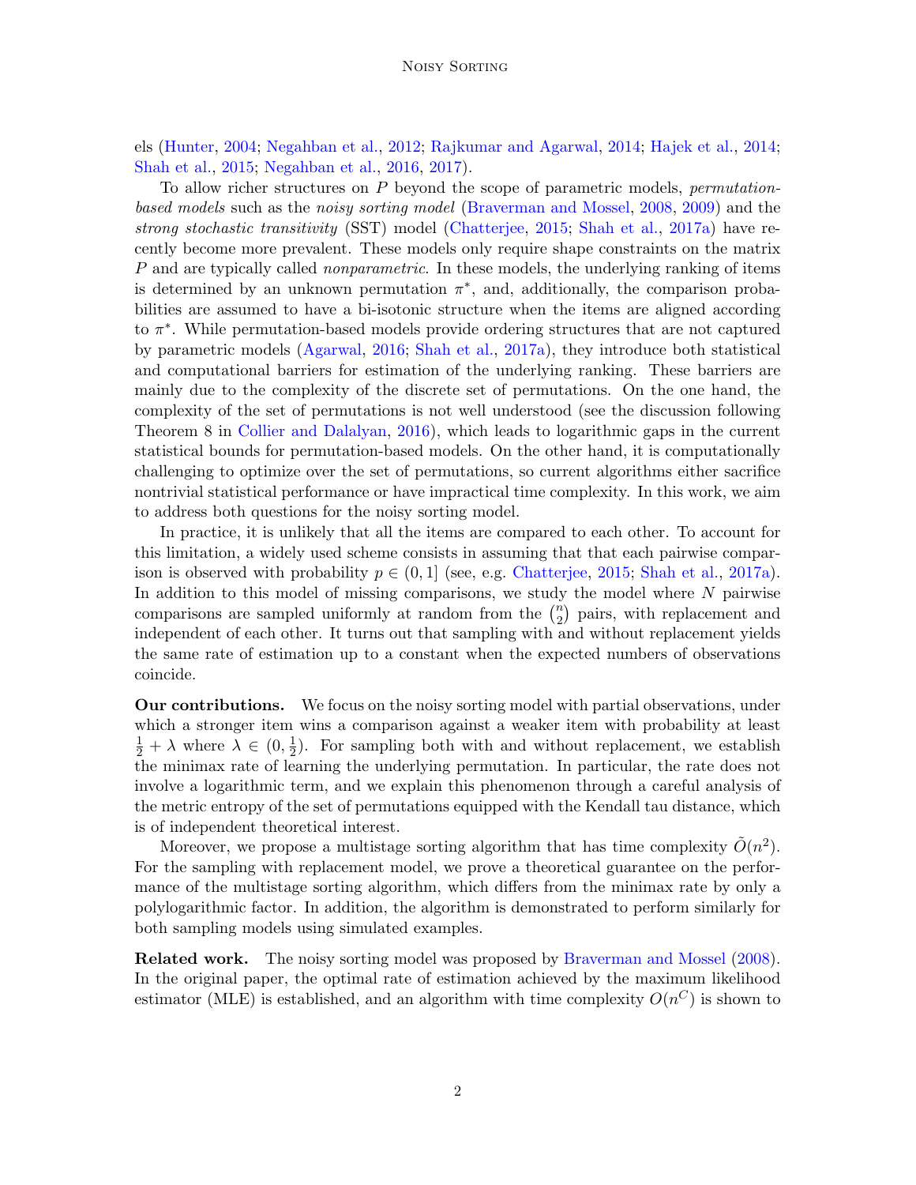els (Hunter, 2004; Negahban et al., 2012; Rajkumar and Agarwal, 2014; Hajek et al., 2014; Shah et al., 2015; Negahban et al., 2016, 2017).

To allow richer structures on $P$ beyond the scope of parametric models, *permutation-based models* such as the *noisy sorting model* (Braverman and Mossel, 2008, 2009) and the *strong stochastic transitivity* (SST) model (Chatterjee, 2015; Shah et al., 2017a) have recently become more prevalent. These models only require shape constraints on the matrix $P$ and are typically called *nonparametric*. In these models, the underlying ranking of items is determined by an unknown permutation $\pi^*$, and, additionally, the comparison probabilities are assumed to have a bi-isotonic structure when the items are aligned according to $\pi^*$. While permutation-based models provide ordering structures that are not captured by parametric models (Agarwal, 2016; Shah et al., 2017a), they introduce both statistical and computational barriers for estimation of the underlying ranking. These barriers are mainly due to the complexity of the discrete set of permutations. On the one hand, the complexity of the set of permutations is not well understood (see the discussion following Theorem 8 in Collier and Dalalyan, 2016), which leads to logarithmic gaps in the current statistical bounds for permutation-based models. On the other hand, it is computationally challenging to optimize over the set of permutations, so current algorithms either sacrifice nontrivial statistical performance or have impractical time complexity. In this work, we aim to address both questions for the noisy sorting model.

In practice, it is unlikely that all the items are compared to each other. To account for this limitation, a widely used scheme consists in assuming that that each pairwise comparison is observed with probability $p \in (0, 1]$ (see, e.g. Chatterjee, 2015; Shah et al., 2017a). In addition to this model of missing comparisons, we study the model where $N$ pairwise comparisons are sampled uniformly at random from the $\binom{n}{2}$ pairs, with replacement and independent of each other. It turns out that sampling with and without replacement yields the same rate of estimation up to a constant when the expected numbers of observations coincide.

**Our contributions.** We focus on the noisy sorting model with partial observations, under which a stronger item wins a comparison against a weaker item with probability at least $\frac{1}{2} + \lambda$ where $\lambda \in (0, \frac{1}{2})$. For sampling both with and without replacement, we establish the minimax rate of learning the underlying permutation. In particular, the rate does not involve a logarithmic term, and we explain this phenomenon through a careful analysis of the metric entropy of the set of permutations equipped with the Kendall tau distance, which is of independent theoretical interest.

Moreover, we propose a multistage sorting algorithm that has time complexity $\tilde{O}(n^2)$. For the sampling with replacement model, we prove a theoretical guarantee on the performance of the multistage sorting algorithm, which differs from the minimax rate by only a polylogarithmic factor. In addition, the algorithm is demonstrated to perform similarly for both sampling models using simulated examples.

**Related work.** The noisy sorting model was proposed by Braverman and Mossel (2008). In the original paper, the optimal rate of estimation achieved by the maximum likelihood estimator (MLE) is established, and an algorithm with time complexity $O(n^C)$ is shown to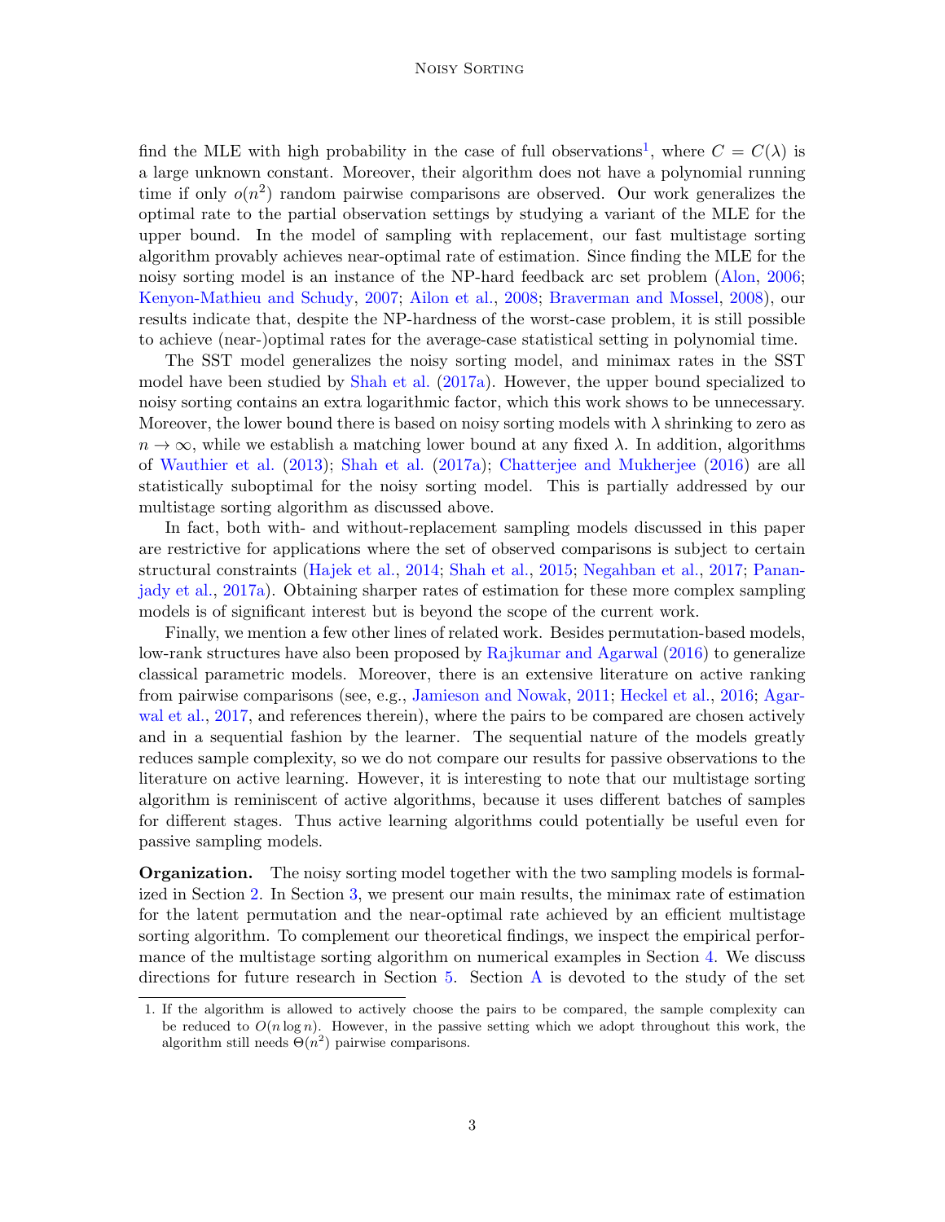find the MLE with high probability in the case of full observations[1], where $C = C(\lambda)$ is a large unknown constant. Moreover, their algorithm does not have a polynomial running time if only $o(n^2)$ random pairwise comparisons are observed. Our work generalizes the optimal rate to the partial observation settings by studying a variant of the MLE for the upper bound. In the model of sampling with replacement, our fast multistage sorting algorithm provably achieves near-optimal rate of estimation. Since finding the MLE for the noisy sorting model is an instance of the NP-hard feedback arc set problem (Alon, 2006; Kenyon-Mathieu and Schudy, 2007; Ailon et al., 2008; Braverman and Mossel, 2008), our results indicate that, despite the NP-hardness of the worst-case problem, it is still possible to achieve (near-)optimal rates for the average-case statistical setting in polynomial time.

The SST model generalizes the noisy sorting model, and minimax rates in the SST model have been studied by Shah et al. (2017a). However, the upper bound specialized to noisy sorting contains an extra logarithmic factor, which this work shows to be unnecessary. Moreover, the lower bound there is based on noisy sorting models with $\lambda$ shrinking to zero as $n \to \infty$, while we establish a matching lower bound at any fixed $\lambda$. In addition, algorithms of Wauthier et al. (2013); Shah et al. (2017a); Chatterjee and Mukherjee (2016) are all statistically suboptimal for the noisy sorting model. This is partially addressed by our multistage sorting algorithm as discussed above.

In fact, both with- and without-replacement sampling models discussed in this paper are restrictive for applications where the set of observed comparisons is subject to certain structural constraints (Hajek et al., 2014; Shah et al., 2015; Negahban et al., 2017; Pananjady et al., 2017a). Obtaining sharper rates of estimation for these more complex sampling models is of significant interest but is beyond the scope of the current work.

Finally, we mention a few other lines of related work. Besides permutation-based models, low-rank structures have also been proposed by Rajkumar and Agarwal (2016) to generalize classical parametric models. Moreover, there is an extensive literature on active ranking from pairwise comparisons (see, e.g., Jamieson and Nowak, 2011; Heckel et al., 2016; Agarwal et al., 2017, and references therein), where the pairs to be compared are chosen actively and in a sequential fashion by the learner. The sequential nature of the models greatly reduces sample complexity, so we do not compare our results for passive observations to the literature on active learning. However, it is interesting to note that our multistage sorting algorithm is reminiscent of active algorithms, because it uses different batches of samples for different stages. Thus active learning algorithms could potentially be useful even for passive sampling models.

**Organization.** The noisy sorting model together with the two sampling models is formalized in Section 2. In Section 3, we present our main results, the minimax rate of estimation for the latent permutation and the near-optimal rate achieved by an efficient multistage sorting algorithm. To complement our theoretical findings, we inspect the empirical performance of the multistage sorting algorithm on numerical examples in Section 4. We discuss directions for future research in Section 5. Section A is devoted to the study of the set

1. If the algorithm is allowed to actively choose the pairs to be compared, the sample complexity can be reduced to $O(n \log n)$. However, in the passive setting which we adopt throughout this work, the algorithm still needs $\Theta(n^2)$ pairwise comparisons.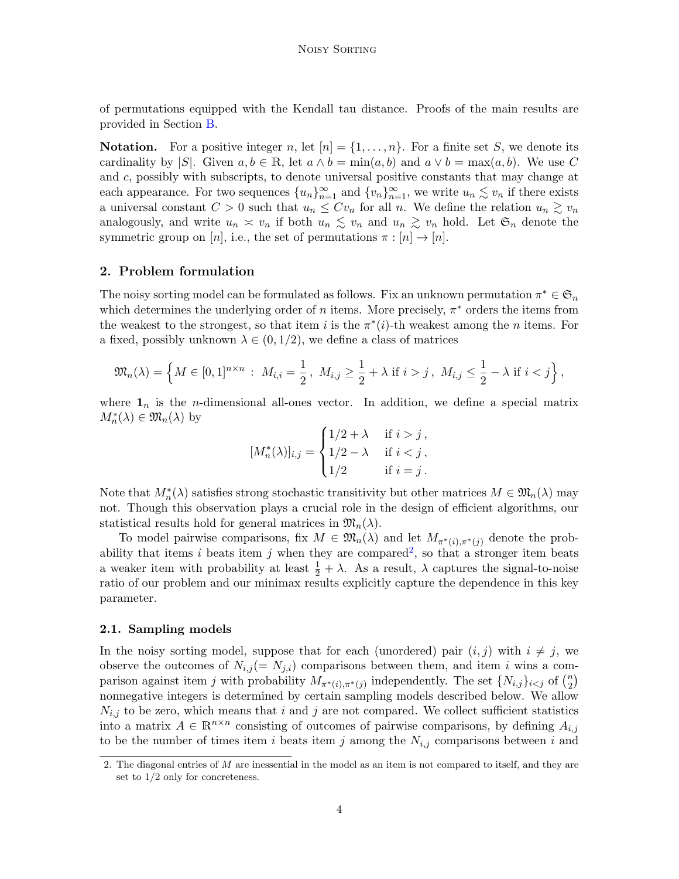of permutations equipped with the Kendall tau distance. Proofs of the main results are provided in Section B.

**Notation.** For a positive integer $n$, let $[n] = \{1, \dots, n\}$. For a finite set $S$, we denote its cardinality by $|S|$. Given $a, b \in \mathbb{R}$, let $a \wedge b = \min(a, b)$ and $a \vee b = \max(a, b)$. We use $C$ and $c$, possibly with subscripts, to denote universal positive constants that may change at each appearance. For two sequences $\{u_n\}_{n=1}^{\infty}$ and $\{v_n\}_{n=1}^{\infty}$, we write $u_n \lesssim v_n$ if there exists a universal constant $C > 0$ such that $u_n \le C v_n$ for all $n$. We define the relation $u_n \gtrsim v_n$ analogously, and write $u_n \asymp v_n$ if both $u_n \lesssim v_n$ and $u_n \gtrsim v_n$ hold. Let $\mathfrak{S}_n$ denote the symmetric group on $[n]$, i.e., the set of permutations $\pi : [n] \to [n]$.

## 2. Problem formulation

The noisy sorting model can be formulated as follows. Fix an unknown permutation $\pi^* \in \mathfrak{S}_n$ which determines the underlying order of $n$ items. More precisely, $\pi^*$ orders the items from the weakest to the strongest, so that item $i$ is the $\pi^*(i)$-th weakest among the $n$ items. For a fixed, possibly unknown $\lambda \in (0, 1/2)$, we define a class of matrices

$$\mathfrak{M}_n(\lambda) = \Big\{ M \in [0,1]^{n \times n} \, : \, M_{i,i} = \frac{1}{2} \, , \; M_{i,j} \ge \frac{1}{2} + \lambda \text{ if } i > j \, , \; M_{i,j} \le \frac{1}{2} - \lambda \text{ if } i < j \Big\} ,$$

where $\mathbf{1}_n$ is the $n$-dimensional all-ones vector. In addition, we define a special matrix $M_n^*(\lambda) \in \mathfrak{M}_n(\lambda)$ by

$$[M_n^*(\lambda)]_{i,j} = \begin{cases} 1/2 + \lambda & \text{if } i > j \, , \\ 1/2 - \lambda & \text{if } i < j \, , \\ 1/2 & \text{if } i = j \, . \end{cases}$$

Note that $M_n^*(\lambda)$ satisfies strong stochastic transitivity but other matrices $M \in \mathfrak{M}_n(\lambda)$ may not. Though this observation plays a crucial role in the design of efficient algorithms, our statistical results hold for general matrices in $\mathfrak{M}_n(\lambda)$.

To model pairwise comparisons, fix $M \in \mathfrak{M}_n(\lambda)$ and let $M_{\pi^*(i), \pi^*(j)}$ denote the probability that items $i$ beats item $j$ when they are compared[2], so that a stronger item beats a weaker item with probability at least $\frac{1}{2} + \lambda$. As a result, $\lambda$ captures the signal-to-noise ratio of our problem and our minimax results explicitly capture the dependence in this key parameter.

### 2.1. Sampling models

In the noisy sorting model, suppose that for each (unordered) pair $(i, j)$ with $i \neq j$, we observe the outcomes of $N_{i,j} (= N_{j,i})$ comparisons between them, and item $i$ wins a comparison against item $j$ with probability $M_{\pi^*(i), \pi^*(j)}$ independently. The set $\{N_{i,j}\}_{i<j}$ of $\binom{n}{2}$ nonnegative integers is determined by certain sampling models described below. We allow $N_{i,j}$ to be zero, which means that $i$ and $j$ are not compared. We collect sufficient statistics into a matrix $A \in \mathbb{R}^{n \times n}$ consisting of outcomes of pairwise comparisons, by defining $A_{i,j}$ to be the number of times item $i$ beats item $j$ among the $N_{i,j}$ comparisons between $i$ and

2. The diagonal entries of $M$ are inessential in the model as an item is not compared to itself, and they are set to $1/2$ only for concreteness.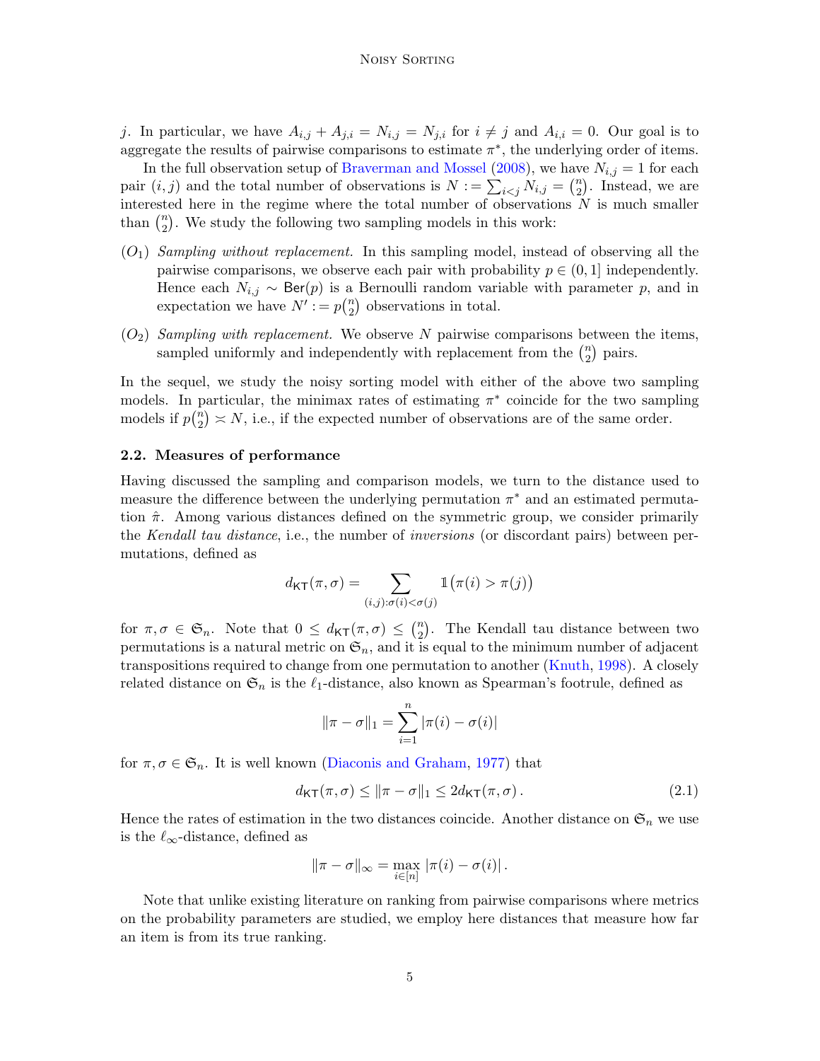$j$. In particular, we have $A_{i,j} + A_{j,i} = N_{i,j} = N_{j,i}$ for $i \neq j$ and $A_{i,i} = 0$. Our goal is to aggregate the results of pairwise comparisons to estimate $\pi^*$, the underlying order of items.

In the full observation setup of Braverman and Mossel (2008), we have $N_{i,j} = 1$ for each pair $(i,j)$ and the total number of observations is $N := \sum_{i<j} N_{i,j} = \binom{n}{2}$. Instead, we are interested here in the regime where the total number of observations $N$ is much smaller than $\binom{n}{2}$. We study the following two sampling models in this work:

- $(O_1)$ *Sampling without replacement.* In this sampling model, instead of observing all the pairwise comparisons, we observe each pair with probability $p \in (0,1]$ independently. Hence each $N_{i,j} \sim \mathsf{Ber}(p)$ is a Bernoulli random variable with parameter $p$, and in expectation we have $N' := p\binom{n}{2}$ observations in total.
- $(O_2)$ *Sampling with replacement.* We observe $N$ pairwise comparisons between the items, sampled uniformly and independently with replacement from the $\binom{n}{2}$ pairs.

In the sequel, we study the noisy sorting model with either of the above two sampling models. In particular, the minimax rates of estimating $\pi^*$ coincide for the two sampling models if $p\binom{n}{2} \asymp N$, i.e., if the expected number of observations are of the same order.

### 2.2. Measures of performance

Having discussed the sampling and comparison models, we turn to the distance used to measure the difference between the underlying permutation $\pi^*$ and an estimated permutation $\hat{\pi}$. Among various distances defined on the symmetric group, we consider primarily the *Kendall tau distance*, i.e., the number of *inversions* (or discordant pairs) between permutations, defined as

$$d_{\mathsf{KT}}(\pi, \sigma) = \sum_{(i,j):\sigma(i)<\sigma(j)} \mathbb{1}\big(\pi(i) > \pi(j)\big)$$

for $\pi, \sigma \in \mathfrak{S}_n$. Note that $0 \leq d_{\mathsf{KT}}(\pi, \sigma) \leq \binom{n}{2}$. The Kendall tau distance between two permutations is a natural metric on $\mathfrak{S}_n$, and it is equal to the minimum number of adjacent transpositions required to change from one permutation to another (Knuth, 1998). A closely related distance on $\mathfrak{S}_n$ is the $\ell_1$-distance, also known as Spearman's footrule, defined as

$$\|\pi - \sigma\|_1 = \sum_{i=1}^{n} |\pi(i) - \sigma(i)|$$

for $\pi, \sigma \in \mathfrak{S}_n$. It is well known (Diaconis and Graham, 1977) that

$$d_{\mathsf{KT}}(\pi, \sigma) \leq \|\pi - \sigma\|_1 \leq 2 d_{\mathsf{KT}}(\pi, \sigma)\,. \tag{2.1}$$

Hence the rates of estimation in the two distances coincide. Another distance on $\mathfrak{S}_n$ we use is the $\ell_\infty$-distance, defined as

$$\|\pi - \sigma\|_\infty = \max_{i \in [n]} |\pi(i) - \sigma(i)|\,.$$

Note that unlike existing literature on ranking from pairwise comparisons where metrics on the probability parameters are studied, we employ here distances that measure how far an item is from its true ranking.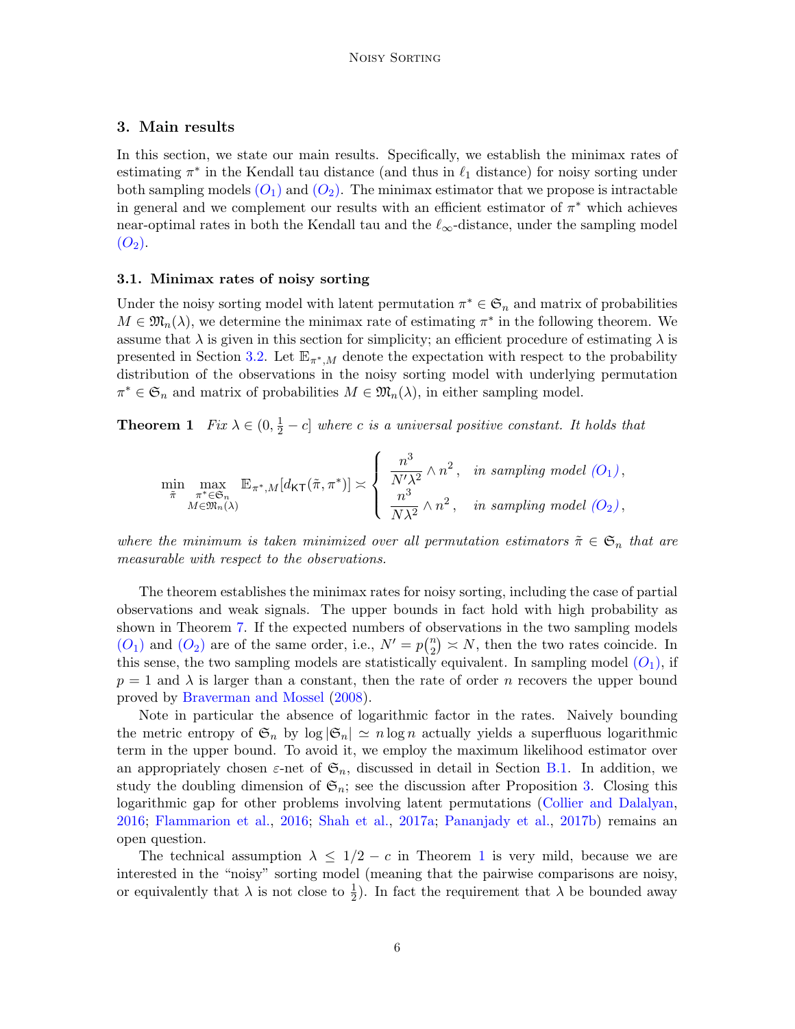## 3. Main results

In this section, we state our main results. Specifically, we establish the minimax rates of estimating $\pi^*$ in the Kendall tau distance (and thus in $\ell_1$ distance) for noisy sorting under both sampling models $(O_1)$ and $(O_2)$. The minimax estimator that we propose is intractable in general and we complement our results with an efficient estimator of $\pi^*$ which achieves near-optimal rates in both the Kendall tau and the $\ell_\infty$-distance, under the sampling model $(O_2)$.

### 3.1. Minimax rates of noisy sorting

Under the noisy sorting model with latent permutation $\pi^* \in \mathfrak{S}_n$ and matrix of probabilities $M \in \mathfrak{M}_n(\lambda)$, we determine the minimax rate of estimating $\pi^*$ in the following theorem. We assume that $\lambda$ is given in this section for simplicity; an efficient procedure of estimating $\lambda$ is presented in Section 3.2. Let $\mathbb{E}_{\pi^*,M}$ denote the expectation with respect to the probability distribution of the observations in the noisy sorting model with underlying permutation $\pi^* \in \mathfrak{S}_n$ and matrix of probabilities $M \in \mathfrak{M}_n(\lambda)$, in either sampling model.

**Theorem 1** *Fix $\lambda \in (0, \frac{1}{2} - c]$ where $c$ is a universal positive constant. It holds that*

$$\min_{\tilde{\pi}} \max_{\substack{\pi^* \in \mathfrak{S}_n \\ M \in \mathfrak{M}_n(\lambda)}} \mathbb{E}_{\pi^*,M}[d_{\mathsf{KT}}(\tilde{\pi}, \pi^*)] \asymp \begin{cases} \dfrac{n^3}{N'\lambda^2} \wedge n^2 , & \text{in sampling model } (O_1), \\ \dfrac{n^3}{N\lambda^2} \wedge n^2 , & \text{in sampling model } (O_2), \end{cases}$$

*where the minimum is taken minimized over all permutation estimators $\tilde{\pi} \in \mathfrak{S}_n$ that are measurable with respect to the observations.*

The theorem establishes the minimax rates for noisy sorting, including the case of partial observations and weak signals. The upper bounds in fact hold with high probability as shown in Theorem 7. If the expected numbers of observations in the two sampling models $(O_1)$ and $(O_2)$ are of the same order, i.e., $N' = p\binom{n}{2} \asymp N$, then the two rates coincide. In this sense, the two sampling models are statistically equivalent. In sampling model $(O_1)$, if $p = 1$ and $\lambda$ is larger than a constant, then the rate of order $n$ recovers the upper bound proved by Braverman and Mossel (2008).

Note in particular the absence of logarithmic factor in the rates. Naively bounding the metric entropy of $\mathfrak{S}_n$ by $\log |\mathfrak{S}_n| \simeq n \log n$ actually yields a superfluous logarithmic term in the upper bound. To avoid it, we employ the maximum likelihood estimator over an appropriately chosen $\varepsilon$-net of $\mathfrak{S}_n$, discussed in detail in Section B.1. In addition, we study the doubling dimension of $\mathfrak{S}_n$; see the discussion after Proposition 3. Closing this logarithmic gap for other problems involving latent permutations (Collier and Dalalyan, 2016; Flammarion et al., 2016; Shah et al., 2017a; Pananjady et al., 2017b) remains an open question.

The technical assumption $\lambda \leq 1/2 - c$ in Theorem 1 is very mild, because we are interested in the "noisy" sorting model (meaning that the pairwise comparisons are noisy, or equivalently that $\lambda$ is not close to $\frac{1}{2}$). In fact the requirement that $\lambda$ be bounded away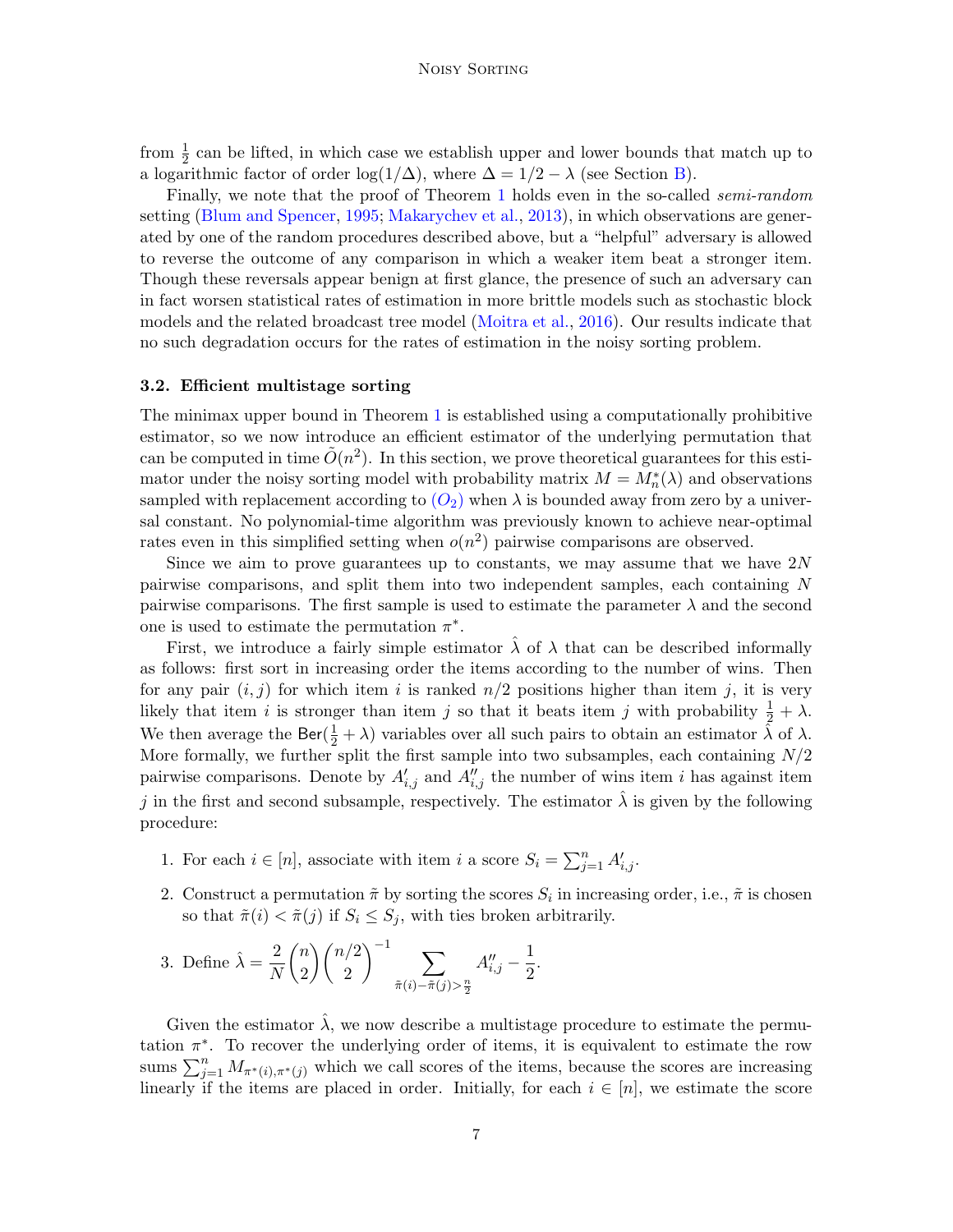from $\frac{1}{2}$ can be lifted, in which case we establish upper and lower bounds that match up to a logarithmic factor of order $\log(1/\Delta)$, where $\Delta = 1/2 - \lambda$ (see Section B).

Finally, we note that the proof of Theorem 1 holds even in the so-called *semi-random* setting (Blum and Spencer, 1995; Makarychev et al., 2013), in which observations are generated by one of the random procedures described above, but a "helpful" adversary is allowed to reverse the outcome of any comparison in which a weaker item beat a stronger item. Though these reversals appear benign at first glance, the presence of such an adversary can in fact worsen statistical rates of estimation in more brittle models such as stochastic block models and the related broadcast tree model (Moitra et al., 2016). Our results indicate that no such degradation occurs for the rates of estimation in the noisy sorting problem.

### 3.2. Efficient multistage sorting

The minimax upper bound in Theorem 1 is established using a computationally prohibitive estimator, so we now introduce an efficient estimator of the underlying permutation that can be computed in time $\tilde{O}(n^2)$. In this section, we prove theoretical guarantees for this estimator under the noisy sorting model with probability matrix $M = M_n^*(\lambda)$ and observations sampled with replacement according to $(O_2)$ when $\lambda$ is bounded away from zero by a universal constant. No polynomial-time algorithm was previously known to achieve near-optimal rates even in this simplified setting when $o(n^2)$ pairwise comparisons are observed.

Since we aim to prove guarantees up to constants, we may assume that we have $2N$ pairwise comparisons, and split them into two independent samples, each containing $N$ pairwise comparisons. The first sample is used to estimate the parameter $\lambda$ and the second one is used to estimate the permutation $\pi^*$.

First, we introduce a fairly simple estimator $\hat{\lambda}$ of $\lambda$ that can be described informally as follows: first sort in increasing order the items according to the number of wins. Then for any pair $(i, j)$ for which item $i$ is ranked $n/2$ positions higher than item $j$, it is very likely that item $i$ is stronger than item $j$ so that it beats item $j$ with probability $\frac{1}{2} + \lambda$. We then average the $\mathsf{Ber}(\frac{1}{2} + \lambda)$ variables over all such pairs to obtain an estimator $\hat{\lambda}$ of $\lambda$. More formally, we further split the first sample into two subsamples, each containing $N/2$ pairwise comparisons. Denote by $A'_{i,j}$ and $A''_{i,j}$ the number of wins item $i$ has against item $j$ in the first and second subsample, respectively. The estimator $\hat{\lambda}$ is given by the following procedure:

1. For each $i \in [n]$, associate with item $i$ a score $S_i = \sum_{j=1}^n A'_{i,j}$.
2. Construct a permutation $\tilde{\pi}$ by sorting the scores $S_i$ in increasing order, i.e., $\tilde{\pi}$ is chosen so that $\tilde{\pi}(i) < \tilde{\pi}(j)$ if $S_i \leq S_j$, with ties broken arbitrarily.
3. Define $\hat{\lambda} = \frac{2}{N}\binom{n}{2}\binom{n/2}{2}^{-1} \sum_{\tilde{\pi}(i) - \tilde{\pi}(j) > \frac{n}{2}} A''_{i,j} - \frac{1}{2}.$

Given the estimator $\hat{\lambda}$, we now describe a multistage procedure to estimate the permutation $\pi^*$. To recover the underlying order of items, it is equivalent to estimate the row sums $\sum_{j=1}^n M_{\pi^*(i),\pi^*(j)}$ which we call scores of the items, because the scores are increasing linearly if the items are placed in order. Initially, for each $i \in [n]$, we estimate the score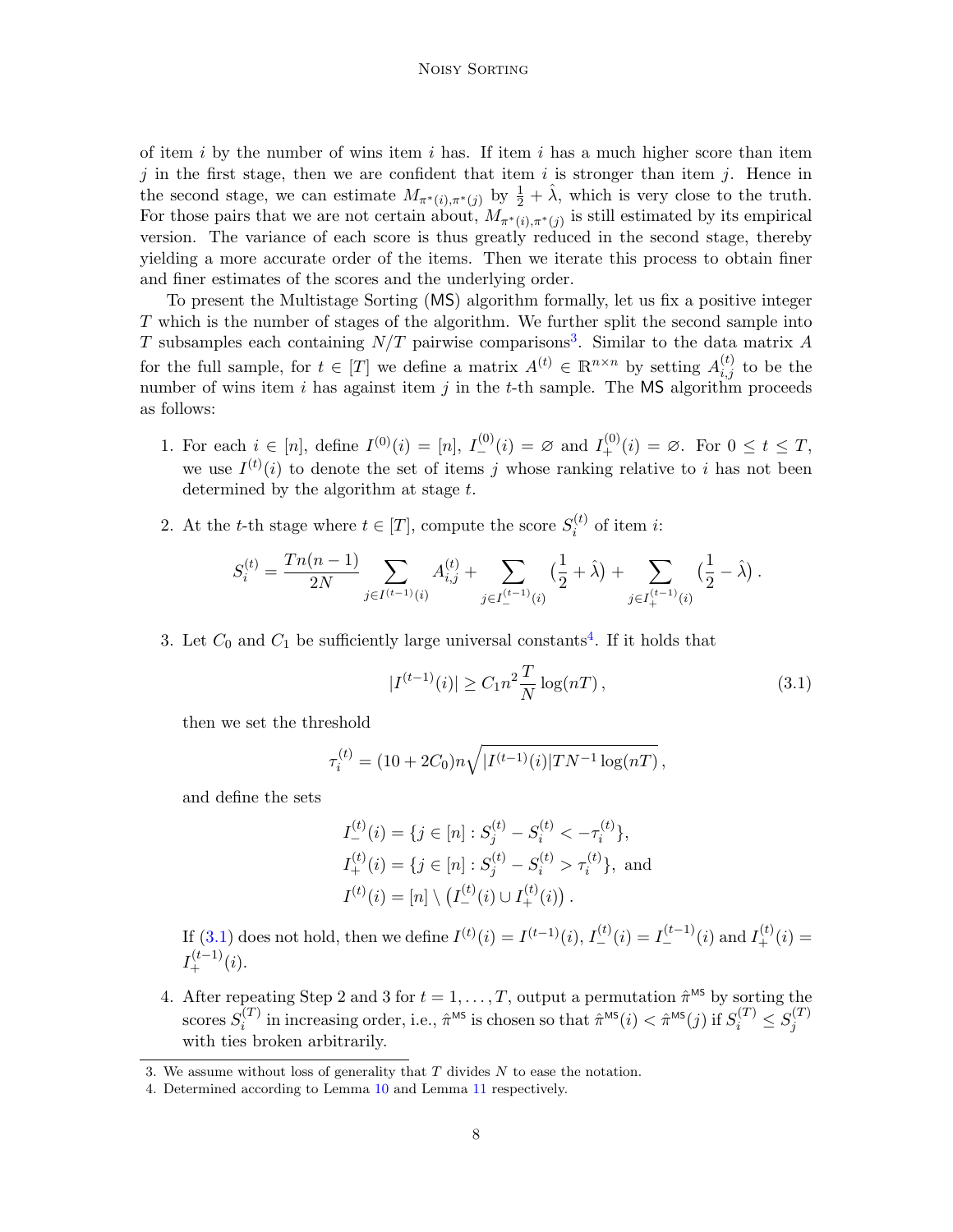of item $i$ by the number of wins item $i$ has. If item $i$ has a much higher score than item $j$ in the first stage, then we are confident that item $i$ is stronger than item $j$. Hence in the second stage, we can estimate $M_{\pi^*(i),\pi^*(j)}$ by $\frac{1}{2}+\hat{\lambda}$, which is very close to the truth. For those pairs that we are not certain about, $M_{\pi^*(i),\pi^*(j)}$ is still estimated by its empirical version. The variance of each score is thus greatly reduced in the second stage, thereby yielding a more accurate order of the items. Then we iterate this process to obtain finer and finer estimates of the scores and the underlying order.

To present the Multistage Sorting (MS) algorithm formally, let us fix a positive integer $T$ which is the number of stages of the algorithm. We further split the second sample into $T$ subsamples each containing $N/T$ pairwise comparisons[3]. Similar to the data matrix $A$ for the full sample, for $t \in [T]$ we define a matrix $A^{(t)} \in \mathbb{R}^{n\times n}$ by setting $A^{(t)}_{i,j}$ to be the number of wins item $i$ has against item $j$ in the $t$-th sample. The MS algorithm proceeds as follows:

1. For each $i \in [n]$, define $I^{(0)}(i) = [n]$, $I^{(0)}_-(i) = \varnothing$ and $I^{(0)}_+(i) = \varnothing$. For $0 \le t \le T$, we use $I^{(t)}(i)$ to denote the set of items $j$ whose ranking relative to $i$ has not been determined by the algorithm at stage $t$.

2. At the $t$-th stage where $t \in [T]$, compute the score $S^{(t)}_i$ of item $i$:
$$S^{(t)}_i = \frac{Tn(n-1)}{2N}\sum_{j\in I^{(t-1)}(i)} A^{(t)}_{i,j} + \sum_{j\in I^{(t-1)}_-(i)} \big(\frac{1}{2}+\hat{\lambda}\big) + \sum_{j\in I^{(t-1)}_+(i)} \big(\frac{1}{2}-\hat{\lambda}\big)\,.$$

3. Let $C_0$ and $C_1$ be sufficiently large universal constants[4]. If it holds that
$$|I^{(t-1)}(i)| \ge C_1 n^2 \frac{T}{N}\log(nT)\,, \tag{3.1}$$
then we set the threshold
$$\tau^{(t)}_i = (10+2C_0)n\sqrt{|I^{(t-1)}(i)|TN^{-1}\log(nT)}\,,$$
and define the sets
$$I^{(t)}_-(i) = \{j\in[n] : S^{(t)}_j - S^{(t)}_i < -\tau^{(t)}_i\},$$
$$I^{(t)}_+(i) = \{j\in[n] : S^{(t)}_j - S^{(t)}_i > \tau^{(t)}_i\}, \text{ and}$$
$$I^{(t)}(i) = [n]\setminus\big(I^{(t)}_-(i)\cup I^{(t)}_+(i)\big)\,.$$
If (3.1) does not hold, then we define $I^{(t)}(i) = I^{(t-1)}(i)$, $I^{(t)}_-(i) = I^{(t-1)}_-(i)$ and $I^{(t)}_+(i) = I^{(t-1)}_+(i)$.

4. After repeating Step 2 and 3 for $t = 1,\dots,T$, output a permutation $\hat{\pi}^{\mathsf{MS}}$ by sorting the scores $S^{(T)}_i$ in increasing order, i.e., $\hat{\pi}^{\mathsf{MS}}$ is chosen so that $\hat{\pi}^{\mathsf{MS}}(i) < \hat{\pi}^{\mathsf{MS}}(j)$ if $S^{(T)}_i \le S^{(T)}_j$ with ties broken arbitrarily.

3. We assume without loss of generality that $T$ divides $N$ to ease the notation.

4. Determined according to Lemma 10 and Lemma 11 respectively.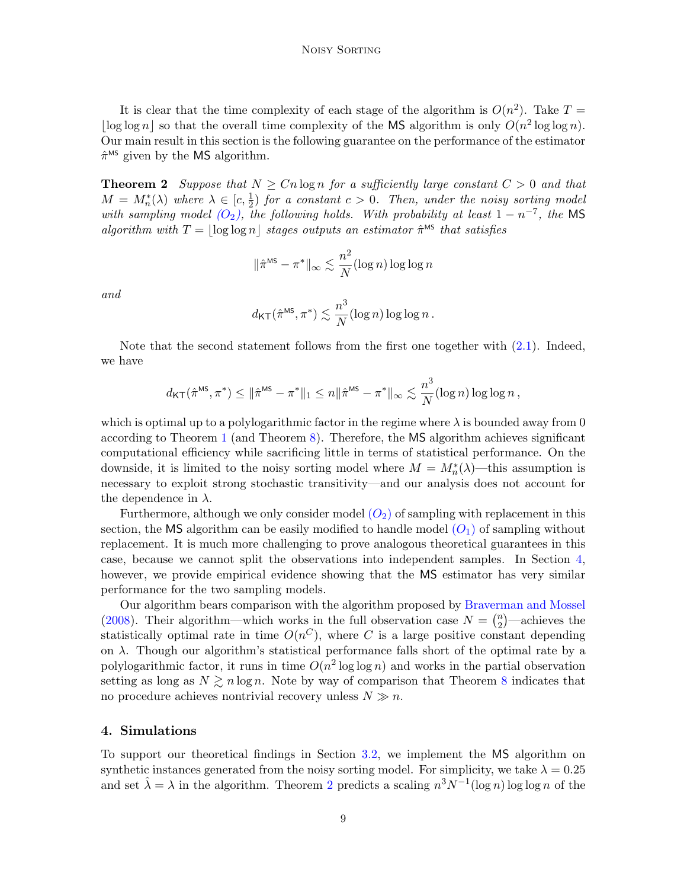It is clear that the time complexity of each stage of the algorithm is $O(n^2)$. Take $T = \lfloor \log \log n \rfloor$ so that the overall time complexity of the MS algorithm is only $O(n^2 \log \log n)$. Our main result in this section is the following guarantee on the performance of the estimator $\hat{\pi}^{\mathsf{MS}}$ given by the MS algorithm.

**Theorem 2** *Suppose that $N \geq Cn \log n$ for a sufficiently large constant $C > 0$ and that $M = M_n^*(\lambda)$ where $\lambda \in [c, \frac{1}{2})$ for a constant $c > 0$. Then, under the noisy sorting model with sampling model $(O_2)$, the following holds. With probability at least $1 - n^{-7}$, the MS algorithm with $T = \lfloor \log \log n \rfloor$ stages outputs an estimator $\hat{\pi}^{\mathsf{MS}}$ that satisfies*

$$\|\hat{\pi}^{\mathsf{MS}} - \pi^*\|_\infty \lesssim \frac{n^2}{N} (\log n) \log \log n$$

*and*

$$d_{\mathsf{KT}}(\hat{\pi}^{\mathsf{MS}}, \pi^*) \lesssim \frac{n^3}{N} (\log n) \log \log n \,.$$

Note that the second statement follows from the first one together with (2.1). Indeed, we have

$$d_{\mathsf{KT}}(\hat{\pi}^{\mathsf{MS}}, \pi^*) \leq \|\hat{\pi}^{\mathsf{MS}} - \pi^*\|_1 \leq n \|\hat{\pi}^{\mathsf{MS}} - \pi^*\|_\infty \lesssim \frac{n^3}{N} (\log n) \log \log n \,,$$

which is optimal up to a polylogarithmic factor in the regime where $\lambda$ is bounded away from 0 according to Theorem 1 (and Theorem 8). Therefore, the MS algorithm achieves significant computational efficiency while sacrificing little in terms of statistical performance. On the downside, it is limited to the noisy sorting model where $M = M_n^*(\lambda)$—this assumption is necessary to exploit strong stochastic transitivity—and our analysis does not account for the dependence in $\lambda$.

Furthermore, although we only consider model $(O_2)$ of sampling with replacement in this section, the MS algorithm can be easily modified to handle model $(O_1)$ of sampling without replacement. It is much more challenging to prove analogous theoretical guarantees in this case, because we cannot split the observations into independent samples. In Section 4, however, we provide empirical evidence showing that the MS estimator has very similar performance for the two sampling models.

Our algorithm bears comparison with the algorithm proposed by Braverman and Mossel (2008). Their algorithm—which works in the full observation case $N = \binom{n}{2}$—achieves the statistically optimal rate in time $O(n^C)$, where $C$ is a large positive constant depending on $\lambda$. Though our algorithm's statistical performance falls short of the optimal rate by a polylogarithmic factor, it runs in time $O(n^2 \log \log n)$ and works in the partial observation setting as long as $N \gtrsim n \log n$. Note by way of comparison that Theorem 8 indicates that no procedure achieves nontrivial recovery unless $N \gg n$.

## 4. Simulations

To support our theoretical findings in Section 3.2, we implement the MS algorithm on synthetic instances generated from the noisy sorting model. For simplicity, we take $\lambda = 0.25$ and set $\hat{\lambda} = \lambda$ in the algorithm. Theorem 2 predicts a scaling $n^3 N^{-1} (\log n) \log \log n$ of the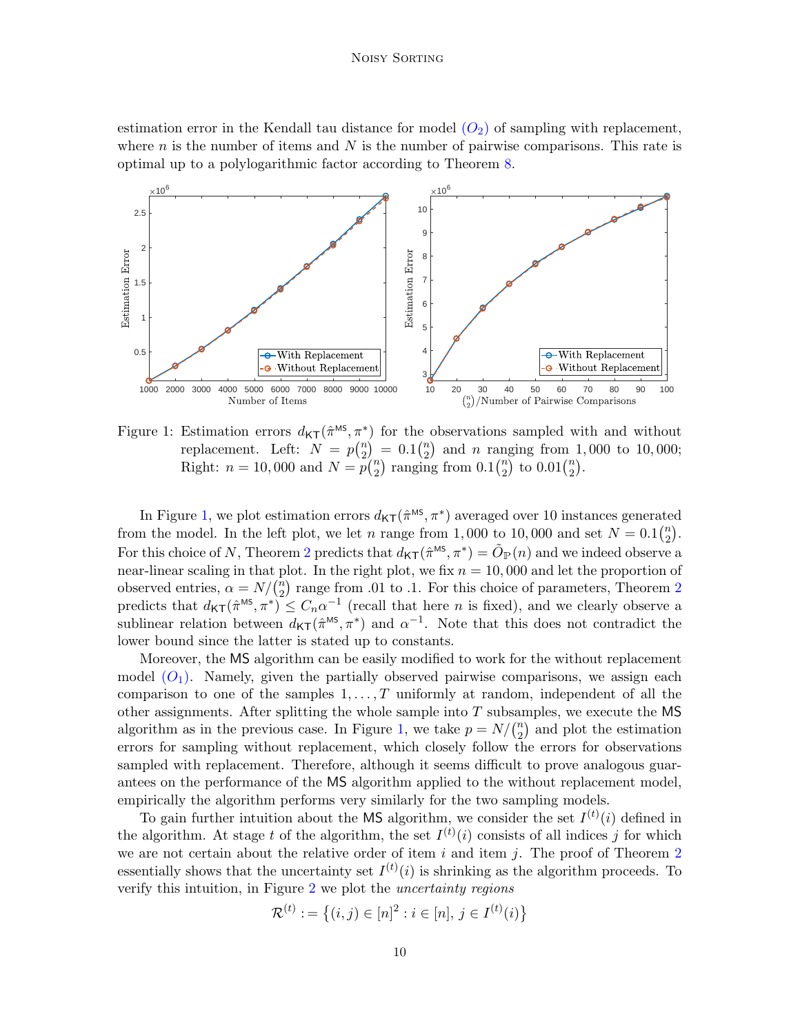estimation error in the Kendall tau distance for model $(O_2)$ of sampling with replacement, where $n$ is the number of items and $N$ is the number of pairwise comparisons. This rate is optimal up to a polylogarithmic factor according to Theorem 8.

Figure 1: Estimation errors $d_{\mathsf{KT}}(\hat{\pi}^{\mathsf{MS}}, \pi^*)$ for the observations sampled with and without replacement. Left: $N = p\binom{n}{2} = 0.1\binom{n}{2}$ and $n$ ranging from $1,000$ to $10,000$; Right: $n = 10,000$ and $N = p\binom{n}{2}$ ranging from $0.1\binom{n}{2}$ to $0.01\binom{n}{2}$.

In Figure 1, we plot estimation errors $d_{\mathsf{KT}}(\hat{\pi}^{\mathsf{MS}}, \pi^*)$ averaged over 10 instances generated from the model. In the left plot, we let $n$ range from $1,000$ to $10,000$ and set $N = 0.1\binom{n}{2}$. For this choice of $N$, Theorem 2 predicts that $d_{\mathsf{KT}}(\hat{\pi}^{\mathsf{MS}}, \pi^*) = \tilde{O}_{\mathbb{P}}(n)$ and we indeed observe a near-linear scaling in that plot. In the right plot, we fix $n = 10,000$ and let the proportion of observed entries, $\alpha = N/\binom{n}{2}$ range from .01 to .1. For this choice of parameters, Theorem 2 predicts that $d_{\mathsf{KT}}(\hat{\pi}^{\mathsf{MS}}, \pi^*) \leq C_n \alpha^{-1}$ (recall that here $n$ is fixed), and we clearly observe a sublinear relation between $d_{\mathsf{KT}}(\hat{\pi}^{\mathsf{MS}}, \pi^*)$ and $\alpha^{-1}$. Note that this does not contradict the lower bound since the latter is stated up to constants.

Moreover, the $\mathsf{MS}$ algorithm can be easily modified to work for the without replacement model $(O_1)$. Namely, given the partially observed pairwise comparisons, we assign each comparison to one of the samples $1, \ldots, T$ uniformly at random, independent of all the other assignments. After splitting the whole sample into $T$ subsamples, we execute the $\mathsf{MS}$ algorithm as in the previous case. In Figure 1, we take $p = N/\binom{n}{2}$ and plot the estimation errors for sampling without replacement, which closely follow the errors for observations sampled with replacement. Therefore, although it seems difficult to prove analogous guarantees on the performance of the $\mathsf{MS}$ algorithm applied to the without replacement model, empirically the algorithm performs very similarly for the two sampling models.

To gain further intuition about the $\mathsf{MS}$ algorithm, we consider the set $I^{(t)}(i)$ defined in the algorithm. At stage $t$ of the algorithm, the set $I^{(t)}(i)$ consists of all indices $j$ for which we are not certain about the relative order of item $i$ and item $j$. The proof of Theorem 2 essentially shows that the uncertainty set $I^{(t)}(i)$ is shrinking as the algorithm proceeds. To verify this intuition, in Figure 2 we plot the *uncertainty regions*

$$\mathcal{R}^{(t)} := \{(i,j) \in [n]^2 : i \in [n],\, j \in I^{(t)}(i)\}$$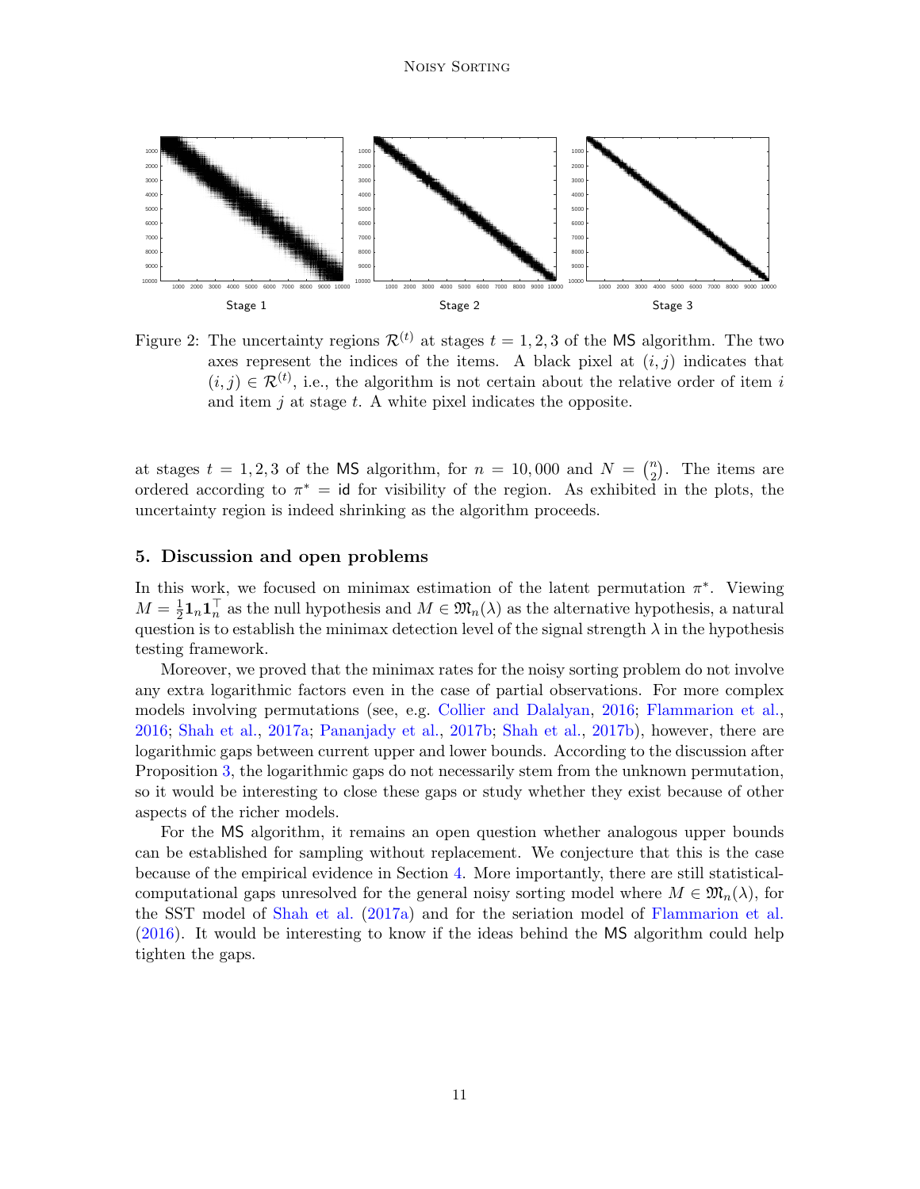Figure 2: The uncertainty regions $\mathcal{R}^{(t)}$ at stages $t = 1, 2, 3$ of the MS algorithm. The two axes represent the indices of the items. A black pixel at $(i, j)$ indicates that $(i, j) \in \mathcal{R}^{(t)}$, i.e., the algorithm is not certain about the relative order of item $i$ and item $j$ at stage $t$. A white pixel indicates the opposite.

at stages $t = 1, 2, 3$ of the MS algorithm, for $n = 10,000$ and $N = \binom{n}{2}$. The items are ordered according to $\pi^* = \mathsf{id}$ for visibility of the region. As exhibited in the plots, the uncertainty region is indeed shrinking as the algorithm proceeds.

## 5. Discussion and open problems

In this work, we focused on minimax estimation of the latent permutation $\pi^*$. Viewing $M = \frac{1}{2}\mathbf{1}_n\mathbf{1}_n^\top$ as the null hypothesis and $M \in \mathfrak{M}_n(\lambda)$ as the alternative hypothesis, a natural question is to establish the minimax detection level of the signal strength $\lambda$ in the hypothesis testing framework.

Moreover, we proved that the minimax rates for the noisy sorting problem do not involve any extra logarithmic factors even in the case of partial observations. For more complex models involving permutations (see, e.g. Collier and Dalalyan, 2016; Flammarion et al., 2016; Shah et al., 2017a; Pananjady et al., 2017b; Shah et al., 2017b), however, there are logarithmic gaps between current upper and lower bounds. According to the discussion after Proposition 3, the logarithmic gaps do not necessarily stem from the unknown permutation, so it would be interesting to close these gaps or study whether they exist because of other aspects of the richer models.

For the MS algorithm, it remains an open question whether analogous upper bounds can be established for sampling without replacement. We conjecture that this is the case because of the empirical evidence in Section 4. More importantly, there are still statistical-computational gaps unresolved for the general noisy sorting model where $M \in \mathfrak{M}_n(\lambda)$, for the SST model of Shah et al. (2017a) and for the seriation model of Flammarion et al. (2016). It would be interesting to know if the ideas behind the MS algorithm could help tighten the gaps.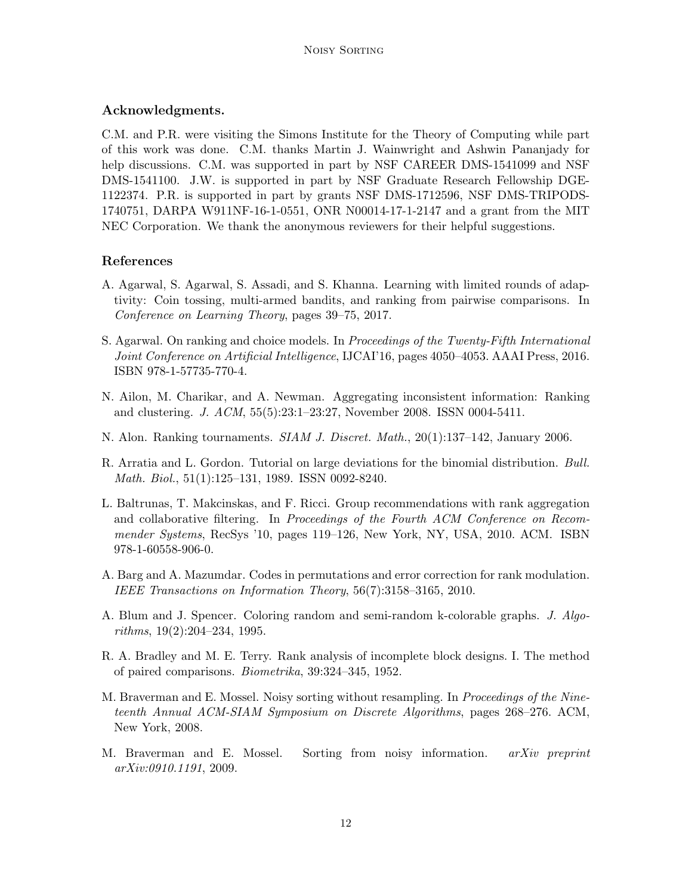### Acknowledgments.

C.M. and P.R. were visiting the Simons Institute for the Theory of Computing while part of this work was done. C.M. thanks Martin J. Wainwright and Ashwin Pananjady for help discussions. C.M. was supported in part by NSF CAREER DMS-1541099 and NSF DMS-1541100. J.W. is supported in part by NSF Graduate Research Fellowship DGE-1122374. P.R. is supported in part by grants NSF DMS-1712596, NSF DMS-TRIPODS-1740751, DARPA W911NF-16-1-0551, ONR N00014-17-1-2147 and a grant from the MIT NEC Corporation. We thank the anonymous reviewers for their helpful suggestions.

### References

A. Agarwal, S. Agarwal, S. Assadi, and S. Khanna. Learning with limited rounds of adaptivity: Coin tossing, multi-armed bandits, and ranking from pairwise comparisons. In *Conference on Learning Theory*, pages 39–75, 2017.

S. Agarwal. On ranking and choice models. In *Proceedings of the Twenty-Fifth International Joint Conference on Artificial Intelligence*, IJCAI'16, pages 4050–4053. AAAI Press, 2016. ISBN 978-1-57735-770-4.

N. Ailon, M. Charikar, and A. Newman. Aggregating inconsistent information: Ranking and clustering. *J. ACM*, 55(5):23:1–23:27, November 2008. ISSN 0004-5411.

N. Alon. Ranking tournaments. *SIAM J. Discret. Math.*, 20(1):137–142, January 2006.

R. Arratia and L. Gordon. Tutorial on large deviations for the binomial distribution. *Bull. Math. Biol.*, 51(1):125–131, 1989. ISSN 0092-8240.

L. Baltrunas, T. Makcinskas, and F. Ricci. Group recommendations with rank aggregation and collaborative filtering. In *Proceedings of the Fourth ACM Conference on Recommender Systems*, RecSys '10, pages 119–126, New York, NY, USA, 2010. ACM. ISBN 978-1-60558-906-0.

A. Barg and A. Mazumdar. Codes in permutations and error correction for rank modulation. *IEEE Transactions on Information Theory*, 56(7):3158–3165, 2010.

A. Blum and J. Spencer. Coloring random and semi-random k-colorable graphs. *J. Algorithms*, 19(2):204–234, 1995.

R. A. Bradley and M. E. Terry. Rank analysis of incomplete block designs. I. The method of paired comparisons. *Biometrika*, 39:324–345, 1952.

M. Braverman and E. Mossel. Noisy sorting without resampling. In *Proceedings of the Nineteenth Annual ACM-SIAM Symposium on Discrete Algorithms*, pages 268–276. ACM, New York, 2008.

M. Braverman and E. Mossel. Sorting from noisy information. *arXiv preprint arXiv:0910.1191*, 2009.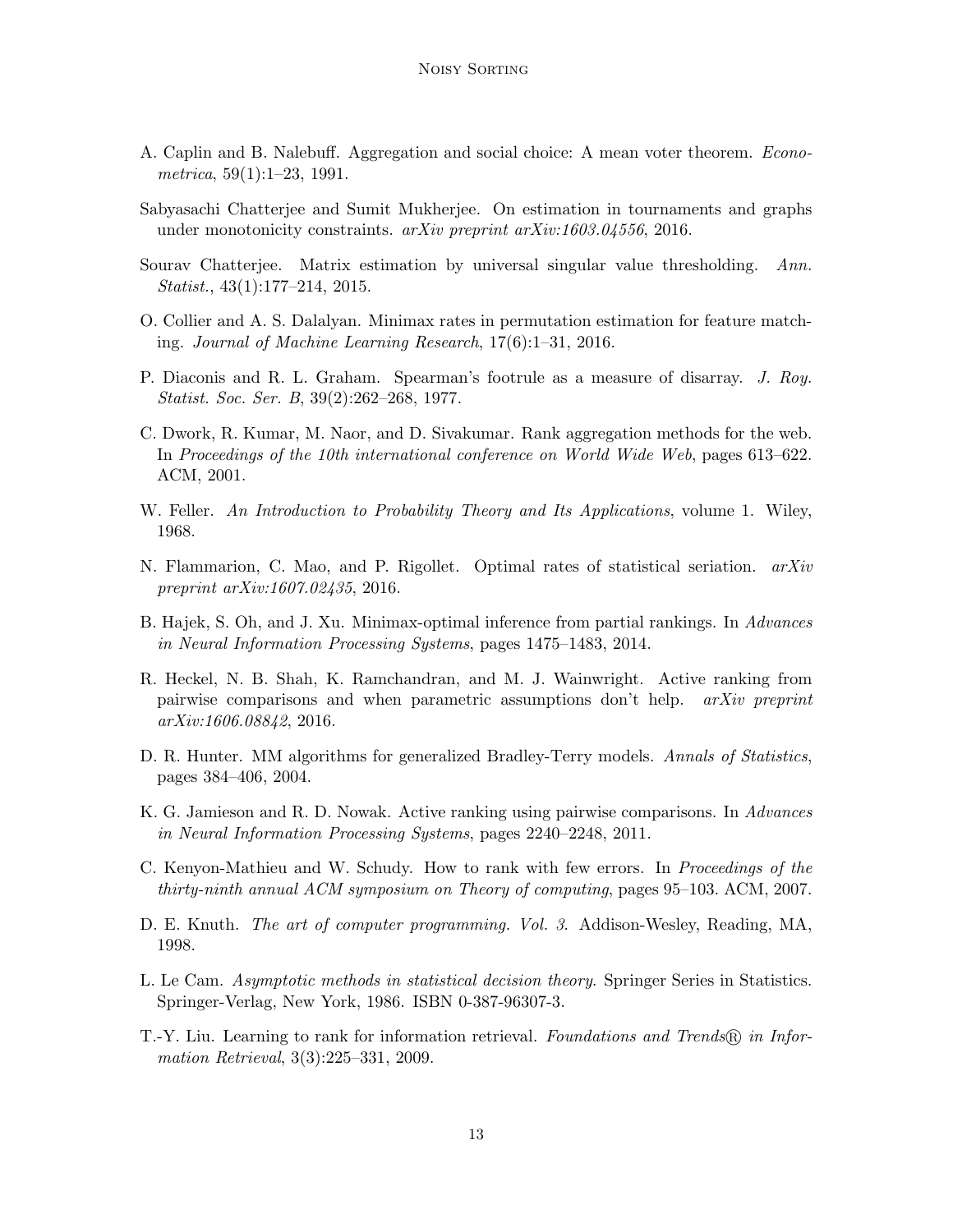A. Caplin and B. Nalebuff. Aggregation and social choice: A mean voter theorem. *Econometrica*, 59(1):1–23, 1991.

Sabyasachi Chatterjee and Sumit Mukherjee. On estimation in tournaments and graphs under monotonicity constraints. *arXiv preprint arXiv:1603.04556*, 2016.

Sourav Chatterjee. Matrix estimation by universal singular value thresholding. *Ann. Statist.*, 43(1):177–214, 2015.

O. Collier and A. S. Dalalyan. Minimax rates in permutation estimation for feature matching. *Journal of Machine Learning Research*, 17(6):1–31, 2016.

P. Diaconis and R. L. Graham. Spearman's footrule as a measure of disarray. *J. Roy. Statist. Soc. Ser. B*, 39(2):262–268, 1977.

C. Dwork, R. Kumar, M. Naor, and D. Sivakumar. Rank aggregation methods for the web. In *Proceedings of the 10th international conference on World Wide Web*, pages 613–622. ACM, 2001.

W. Feller. *An Introduction to Probability Theory and Its Applications*, volume 1. Wiley, 1968.

N. Flammarion, C. Mao, and P. Rigollet. Optimal rates of statistical seriation. *arXiv preprint arXiv:1607.02435*, 2016.

B. Hajek, S. Oh, and J. Xu. Minimax-optimal inference from partial rankings. In *Advances in Neural Information Processing Systems*, pages 1475–1483, 2014.

R. Heckel, N. B. Shah, K. Ramchandran, and M. J. Wainwright. Active ranking from pairwise comparisons and when parametric assumptions don't help. *arXiv preprint arXiv:1606.08842*, 2016.

D. R. Hunter. MM algorithms for generalized Bradley-Terry models. *Annals of Statistics*, pages 384–406, 2004.

K. G. Jamieson and R. D. Nowak. Active ranking using pairwise comparisons. In *Advances in Neural Information Processing Systems*, pages 2240–2248, 2011.

C. Kenyon-Mathieu and W. Schudy. How to rank with few errors. In *Proceedings of the thirty-ninth annual ACM symposium on Theory of computing*, pages 95–103. ACM, 2007.

D. E. Knuth. *The art of computer programming. Vol. 3*. Addison-Wesley, Reading, MA, 1998.

L. Le Cam. *Asymptotic methods in statistical decision theory*. Springer Series in Statistics. Springer-Verlag, New York, 1986. ISBN 0-387-96307-3.

T.-Y. Liu. Learning to rank for information retrieval. *Foundations and Trends® in Information Retrieval*, 3(3):225–331, 2009.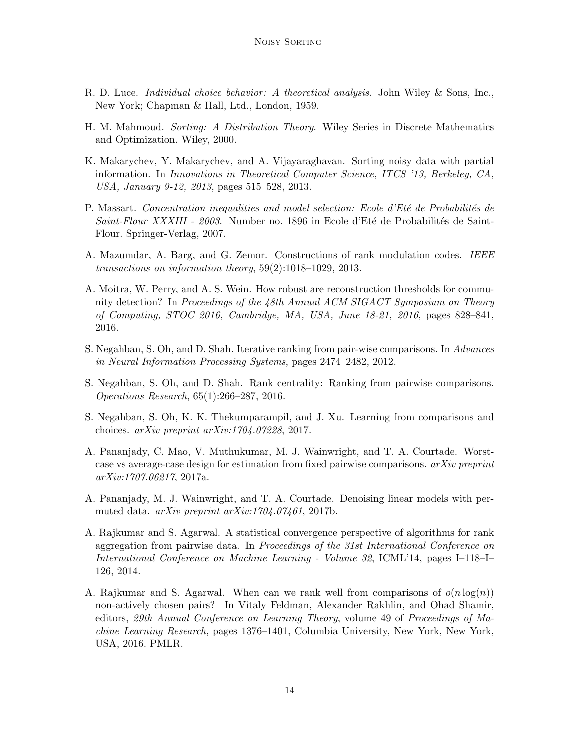R. D. Luce. *Individual choice behavior: A theoretical analysis*. John Wiley & Sons, Inc., New York; Chapman & Hall, Ltd., London, 1959.

H. M. Mahmoud. *Sorting: A Distribution Theory*. Wiley Series in Discrete Mathematics and Optimization. Wiley, 2000.

K. Makarychev, Y. Makarychev, and A. Vijayaraghavan. Sorting noisy data with partial information. In *Innovations in Theoretical Computer Science, ITCS '13, Berkeley, CA, USA, January 9-12, 2013*, pages 515–528, 2013.

P. Massart. *Concentration inequalities and model selection: Ecole d'Eté de Probabilités de Saint-Flour XXXIII - 2003*. Number no. 1896 in Ecole d'Eté de Probabilités de Saint-Flour. Springer-Verlag, 2007.

A. Mazumdar, A. Barg, and G. Zemor. Constructions of rank modulation codes. *IEEE transactions on information theory*, 59(2):1018–1029, 2013.

A. Moitra, W. Perry, and A. S. Wein. How robust are reconstruction thresholds for community detection? In *Proceedings of the 48th Annual ACM SIGACT Symposium on Theory of Computing, STOC 2016, Cambridge, MA, USA, June 18-21, 2016*, pages 828–841, 2016.

S. Negahban, S. Oh, and D. Shah. Iterative ranking from pair-wise comparisons. In *Advances in Neural Information Processing Systems*, pages 2474–2482, 2012.

S. Negahban, S. Oh, and D. Shah. Rank centrality: Ranking from pairwise comparisons. *Operations Research*, 65(1):266–287, 2016.

S. Negahban, S. Oh, K. K. Thekumparampil, and J. Xu. Learning from comparisons and choices. *arXiv preprint arXiv:1704.07228*, 2017.

A. Pananjady, C. Mao, V. Muthukumar, M. J. Wainwright, and T. A. Courtade. Worst-case vs average-case design for estimation from fixed pairwise comparisons. *arXiv preprint arXiv:1707.06217*, 2017a.

A. Pananjady, M. J. Wainwright, and T. A. Courtade. Denoising linear models with permuted data. *arXiv preprint arXiv:1704.07461*, 2017b.

A. Rajkumar and S. Agarwal. A statistical convergence perspective of algorithms for rank aggregation from pairwise data. In *Proceedings of the 31st International Conference on International Conference on Machine Learning - Volume 32*, ICML'14, pages I–118–I–126, 2014.

A. Rajkumar and S. Agarwal. When can we rank well from comparisons of $o(n \log(n))$ non-actively chosen pairs? In Vitaly Feldman, Alexander Rakhlin, and Ohad Shamir, editors, *29th Annual Conference on Learning Theory*, volume 49 of *Proceedings of Machine Learning Research*, pages 1376–1401, Columbia University, New York, New York, USA, 2016. PMLR.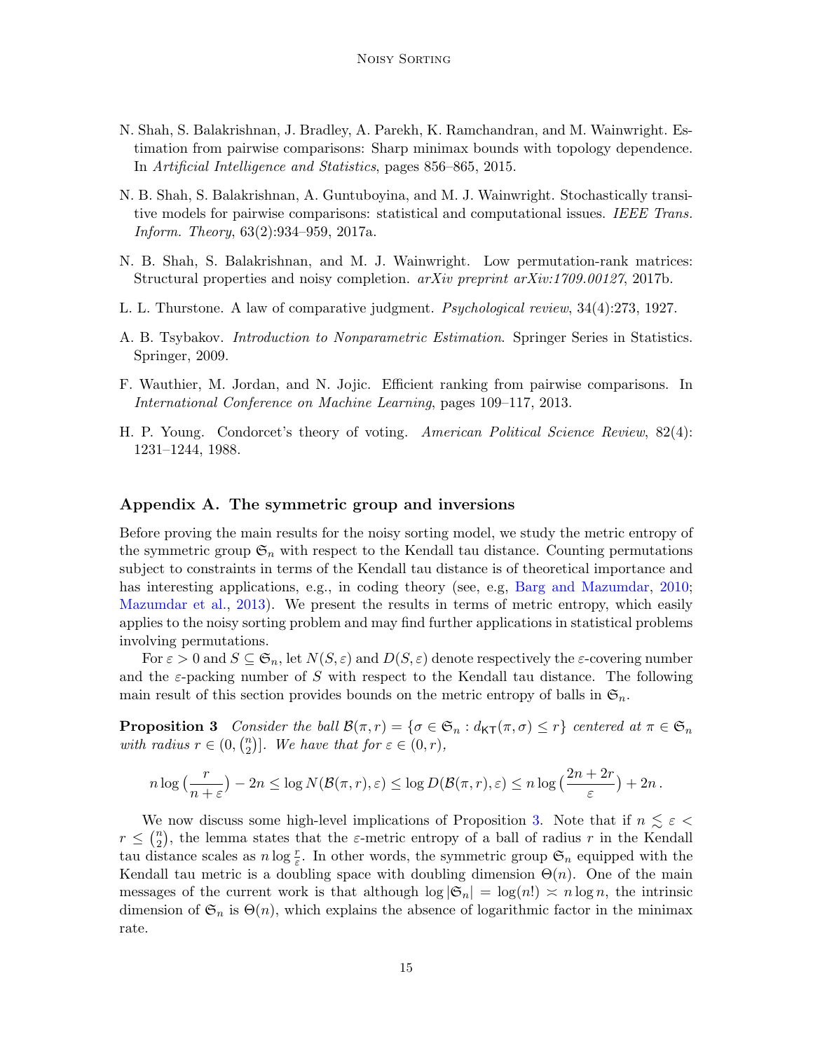N. Shah, S. Balakrishnan, J. Bradley, A. Parekh, K. Ramchandran, and M. Wainwright. Estimation from pairwise comparisons: Sharp minimax bounds with topology dependence. In *Artificial Intelligence and Statistics*, pages 856–865, 2015.

N. B. Shah, S. Balakrishnan, A. Guntuboyina, and M. J. Wainwright. Stochastically transitive models for pairwise comparisons: statistical and computational issues. *IEEE Trans. Inform. Theory*, 63(2):934–959, 2017a.

N. B. Shah, S. Balakrishnan, and M. J. Wainwright. Low permutation-rank matrices: Structural properties and noisy completion. *arXiv preprint arXiv:1709.00127*, 2017b.

L. L. Thurstone. A law of comparative judgment. *Psychological review*, 34(4):273, 1927.

A. B. Tsybakov. *Introduction to Nonparametric Estimation*. Springer Series in Statistics. Springer, 2009.

F. Wauthier, M. Jordan, and N. Jojic. Efficient ranking from pairwise comparisons. In *International Conference on Machine Learning*, pages 109–117, 2013.

H. P. Young. Condorcet's theory of voting. *American Political Science Review*, 82(4): 1231–1244, 1988.

## Appendix A. The symmetric group and inversions

Before proving the main results for the noisy sorting model, we study the metric entropy of the symmetric group $\mathfrak{S}_n$ with respect to the Kendall tau distance. Counting permutations subject to constraints in terms of the Kendall tau distance is of theoretical importance and has interesting applications, e.g., in coding theory (see, e.g, Barg and Mazumdar, 2010; Mazumdar et al., 2013). We present the results in terms of metric entropy, which easily applies to the noisy sorting problem and may find further applications in statistical problems involving permutations.

For $\varepsilon > 0$ and $S \subseteq \mathfrak{S}_n$, let $N(S, \varepsilon)$ and $D(S, \varepsilon)$ denote respectively the $\varepsilon$-covering number and the $\varepsilon$-packing number of $S$ with respect to the Kendall tau distance. The following main result of this section provides bounds on the metric entropy of balls in $\mathfrak{S}_n$.

**Proposition 3** *Consider the ball $\mathcal{B}(\pi, r) = \{\sigma \in \mathfrak{S}_n : d_{\mathsf{KT}}(\pi, \sigma) \le r\}$ centered at $\pi \in \mathfrak{S}_n$ with radius $r \in (0, \binom{n}{2}]$. We have that for $\varepsilon \in (0, r)$,*

$$n \log\big(\frac{r}{n+\varepsilon}\big) - 2n \le \log N(\mathcal{B}(\pi, r), \varepsilon) \le \log D(\mathcal{B}(\pi, r), \varepsilon) \le n \log\big(\frac{2n + 2r}{\varepsilon}\big) + 2n\,.$$

We now discuss some high-level implications of Proposition 3. Note that if $n \lesssim \varepsilon < r \le \binom{n}{2}$, the lemma states that the $\varepsilon$-metric entropy of a ball of radius $r$ in the Kendall tau distance scales as $n \log \frac{r}{\varepsilon}$. In other words, the symmetric group $\mathfrak{S}_n$ equipped with the Kendall tau metric is a doubling space with doubling dimension $\Theta(n)$. One of the main messages of the current work is that although $\log |\mathfrak{S}_n| = \log(n!) \asymp n \log n$, the intrinsic dimension of $\mathfrak{S}_n$ is $\Theta(n)$, which explains the absence of logarithmic factor in the minimax rate.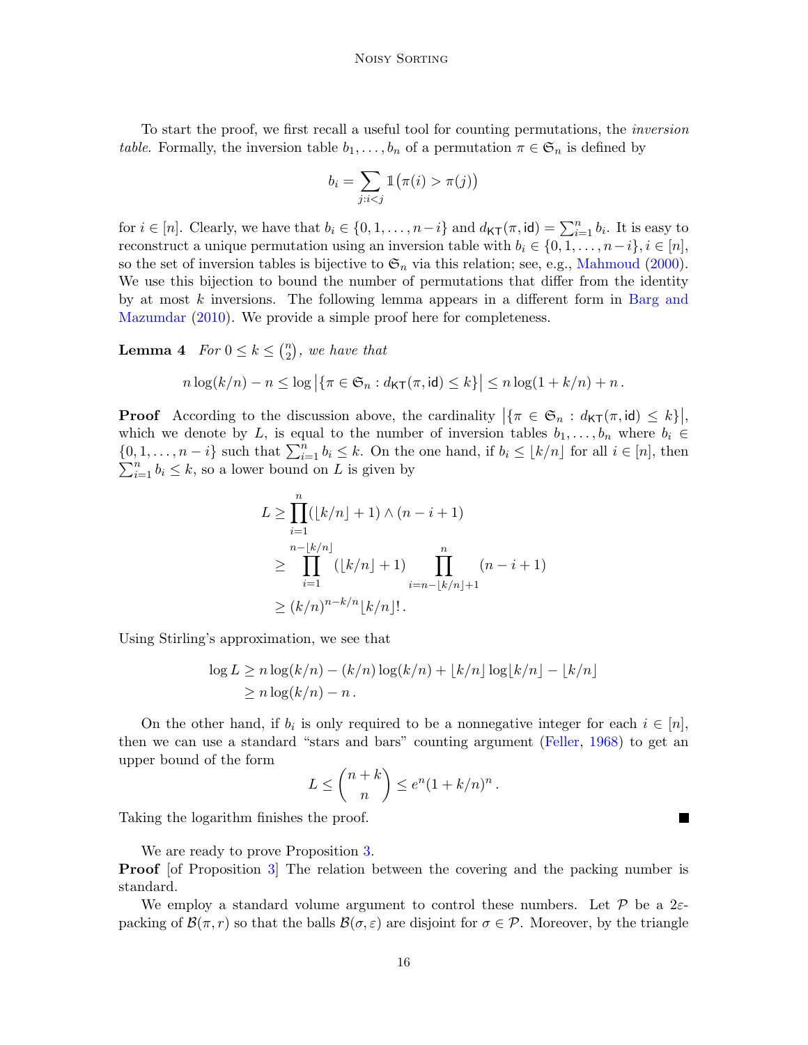To start the proof, we first recall a useful tool for counting permutations, the *inversion table*. Formally, the inversion table $b_1, \dots, b_n$ of a permutation $\pi \in \mathfrak{S}_n$ is defined by

$$b_i = \sum_{j : i < j} \mathbb{1}\big(\pi(i) > \pi(j)\big)$$

for $i \in [n]$. Clearly, we have that $b_i \in \{0, 1, \dots, n-i\}$ and $d_{\mathsf{KT}}(\pi, \mathsf{id}) = \sum_{i=1}^n b_i$. It is easy to reconstruct a unique permutation using an inversion table with $b_i \in \{0, 1, \dots, n-i\}, i \in [n]$, so the set of inversion tables is bijective to $\mathfrak{S}_n$ via this relation; see, e.g., Mahmoud (2000). We use this bijection to bound the number of permutations that differ from the identity by at most $k$ inversions. The following lemma appears in a different form in Barg and Mazumdar (2010). We provide a simple proof here for completeness.

**Lemma 4** *For $0 \le k \le \binom{n}{2}$, we have that*

$$n \log(k/n) - n \le \log \big|\{\pi \in \mathfrak{S}_n : d_{\mathsf{KT}}(\pi, \mathsf{id}) \le k\}\big| \le n \log(1 + k/n) + n\,.$$

**Proof** According to the discussion above, the cardinality $\big|\{\pi \in \mathfrak{S}_n : d_{\mathsf{KT}}(\pi, \mathsf{id}) \le k\}\big|$, which we denote by $L$, is equal to the number of inversion tables $b_1, \dots, b_n$ where $b_i \in \{0, 1, \dots, n-i\}$ such that $\sum_{i=1}^n b_i \le k$. On the one hand, if $b_i \le \lfloor k/n \rfloor$ for all $i \in [n]$, then $\sum_{i=1}^n b_i \le k$, so a lower bound on $L$ is given by

$$\begin{aligned}
L &\ge \prod_{i=1}^{n} (\lfloor k/n \rfloor + 1) \wedge (n - i + 1) \\
&\ge \prod_{i=1}^{n - \lfloor k/n \rfloor} (\lfloor k/n \rfloor + 1) \prod_{i = n - \lfloor k/n \rfloor + 1}^{n} (n - i + 1) \\
&\ge (k/n)^{n - k/n} \lfloor k/n \rfloor!\,.
\end{aligned}$$

Using Stirling's approximation, we see that

$$\begin{aligned}
\log L &\ge n \log(k/n) - (k/n) \log(k/n) + \lfloor k/n \rfloor \log \lfloor k/n \rfloor - \lfloor k/n \rfloor \\
&\ge n \log(k/n) - n\,.
\end{aligned}$$

On the other hand, if $b_i$ is only required to be a nonnegative integer for each $i \in [n]$, then we can use a standard "stars and bars" counting argument (Feller, 1968) to get an upper bound of the form

$$L \le \binom{n+k}{n} \le e^n (1 + k/n)^n\,.$$

Taking the logarithm finishes the proof. ■

We are ready to prove Proposition 3.

**Proof** [of Proposition 3] The relation between the covering and the packing number is standard.

We employ a standard volume argument to control these numbers. Let $\mathcal{P}$ be a $2\varepsilon$-packing of $\mathcal{B}(\pi, r)$ so that the balls $\mathcal{B}(\sigma, \varepsilon)$ are disjoint for $\sigma \in \mathcal{P}$. Moreover, by the triangle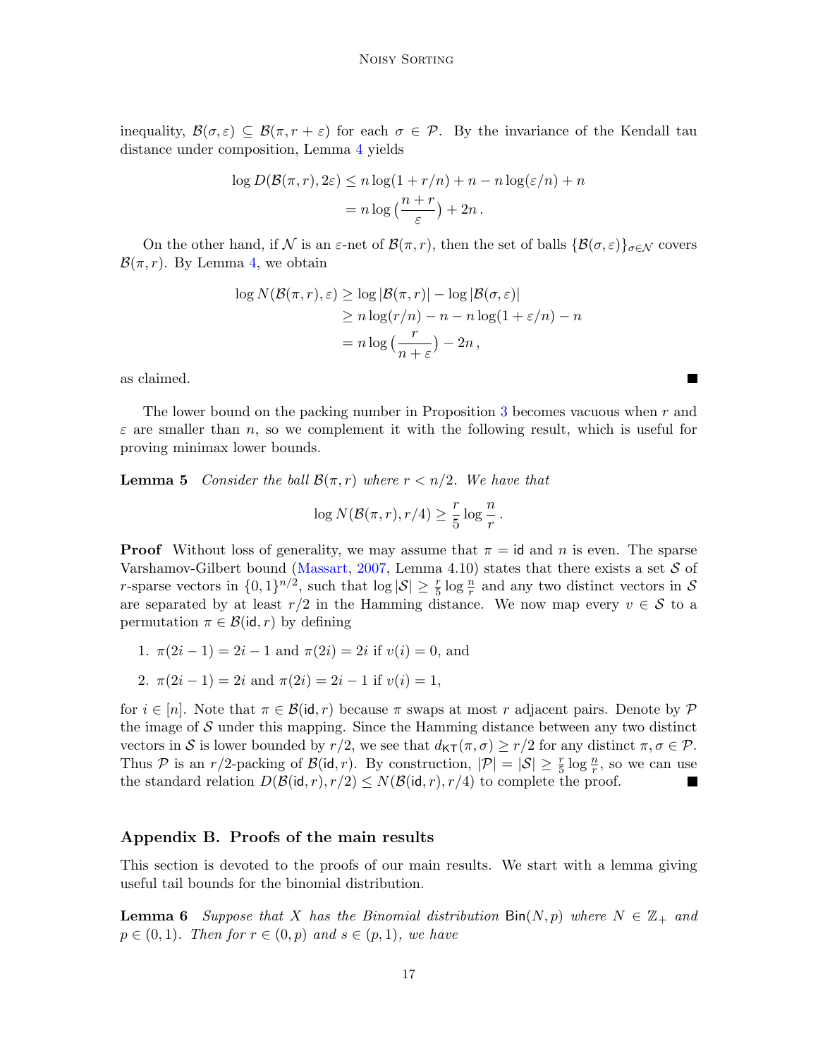inequality, $\mathcal{B}(\sigma, \varepsilon) \subseteq \mathcal{B}(\pi, r+\varepsilon)$ for each $\sigma \in \mathcal{P}$. By the invariance of the Kendall tau distance under composition, Lemma 4 yields

$$
\begin{aligned}
\log D(\mathcal{B}(\pi, r), 2\varepsilon) &\leq n \log(1 + r/n) + n - n \log(\varepsilon/n) + n \\
&= n \log\big(\frac{n+r}{\varepsilon}\big) + 2n \,.
\end{aligned}
$$

On the other hand, if $\mathcal{N}$ is an $\varepsilon$-net of $\mathcal{B}(\pi, r)$, then the set of balls $\{\mathcal{B}(\sigma, \varepsilon)\}_{\sigma \in \mathcal{N}}$ covers $\mathcal{B}(\pi, r)$. By Lemma 4, we obtain

$$
\begin{aligned}
\log N(\mathcal{B}(\pi, r), \varepsilon) &\geq \log |\mathcal{B}(\pi, r)| - \log |\mathcal{B}(\sigma, \varepsilon)| \\
&\geq n \log(r/n) - n - n \log(1 + \varepsilon/n) - n \\
&= n \log\big(\frac{r}{n+\varepsilon}\big) - 2n \,,
\end{aligned}
$$

as claimed. ∎

The lower bound on the packing number in Proposition 3 becomes vacuous when $r$ and $\varepsilon$ are smaller than $n$, so we complement it with the following result, which is useful for proving minimax lower bounds.

**Lemma 5** *Consider the ball $\mathcal{B}(\pi, r)$ where $r < n/2$. We have that*

$$
\log N(\mathcal{B}(\pi, r), r/4) \geq \frac{r}{5} \log \frac{n}{r} \,.
$$

**Proof** Without loss of generality, we may assume that $\pi = \mathsf{id}$ and $n$ is even. The sparse Varshamov-Gilbert bound (Massart, 2007, Lemma 4.10) states that there exists a set $\mathcal{S}$ of $r$-sparse vectors in $\{0,1\}^{n/2}$, such that $\log |\mathcal{S}| \geq \frac{r}{5} \log \frac{n}{r}$ and any two distinct vectors in $\mathcal{S}$ are separated by at least $r/2$ in the Hamming distance. We now map every $v \in \mathcal{S}$ to a permutation $\pi \in \mathcal{B}(\mathsf{id}, r)$ by defining

1. $\pi(2i-1) = 2i-1$ and $\pi(2i) = 2i$ if $v(i) = 0$, and
2. $\pi(2i-1) = 2i$ and $\pi(2i) = 2i-1$ if $v(i) = 1$,

for $i \in [n]$. Note that $\pi \in \mathcal{B}(\mathsf{id}, r)$ because $\pi$ swaps at most $r$ adjacent pairs. Denote by $\mathcal{P}$ the image of $\mathcal{S}$ under this mapping. Since the Hamming distance between any two distinct vectors in $\mathcal{S}$ is lower bounded by $r/2$, we see that $d_{\mathsf{KT}}(\pi, \sigma) \geq r/2$ for any distinct $\pi, \sigma \in \mathcal{P}$. Thus $\mathcal{P}$ is an $r/2$-packing of $\mathcal{B}(\mathsf{id}, r)$. By construction, $|\mathcal{P}| = |\mathcal{S}| \geq \frac{r}{5} \log \frac{n}{r}$, so we can use the standard relation $D(\mathcal{B}(\mathsf{id}, r), r/2) \leq N(\mathcal{B}(\mathsf{id}, r), r/4)$ to complete the proof. ∎

## Appendix B. Proofs of the main results

This section is devoted to the proofs of our main results. We start with a lemma giving useful tail bounds for the binomial distribution.

**Lemma 6** *Suppose that $X$ has the Binomial distribution $\mathsf{Bin}(N, p)$ where $N \in \mathbb{Z}_+$ and $p \in (0,1)$. Then for $r \in (0, p)$ and $s \in (p, 1)$, we have*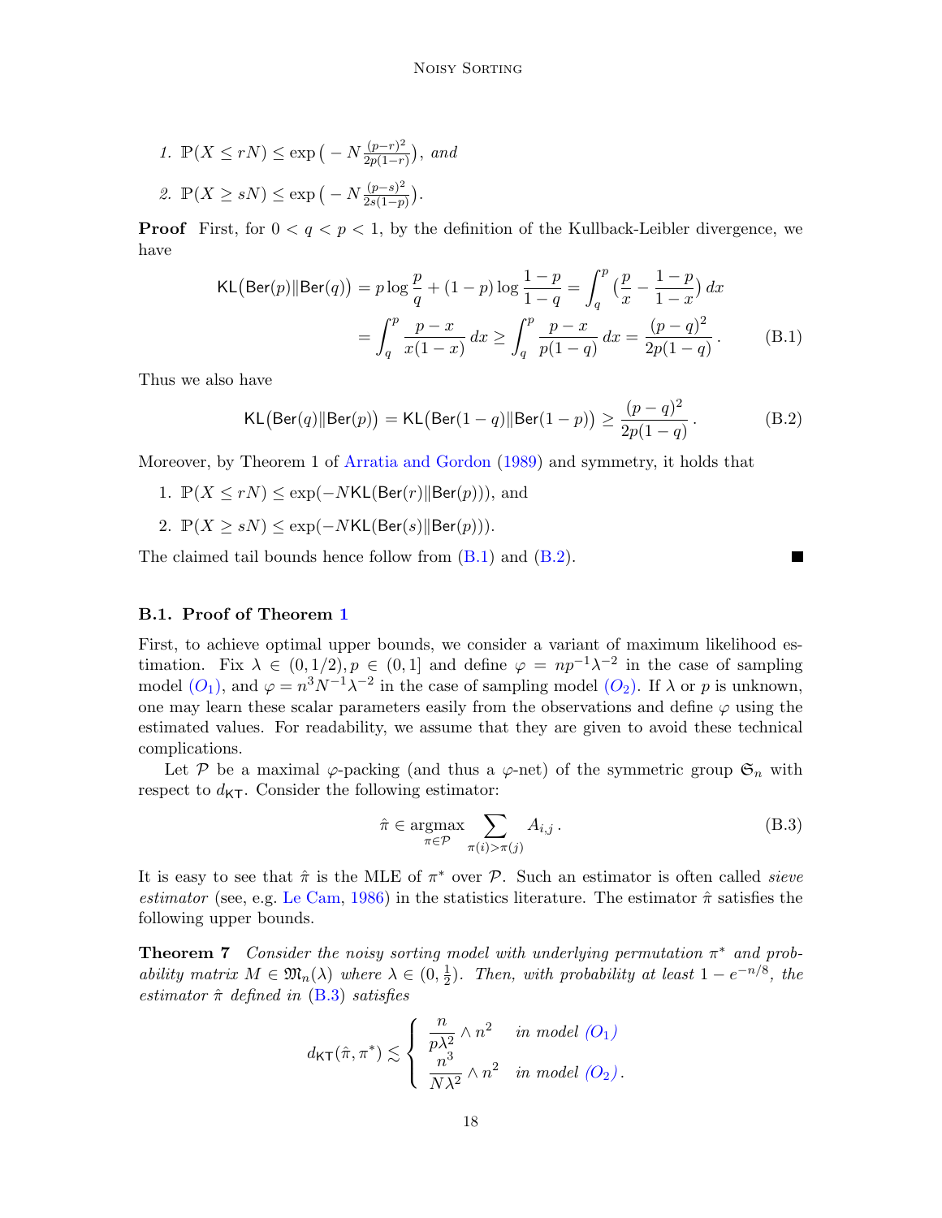1. $\mathbb{P}(X \le rN) \le \exp\big(-N\frac{(p-r)^2}{2p(1-r)}\big)$, *and*
2. $\mathbb{P}(X \ge sN) \le \exp\big(-N\frac{(p-s)^2}{2s(1-p)}\big)$.

**Proof** First, for $0 < q < p < 1$, by the definition of the Kullback-Leibler divergence, we have

$$\mathsf{KL}\big(\mathsf{Ber}(p)\|\mathsf{Ber}(q)\big) = p\log\frac{p}{q} + (1-p)\log\frac{1-p}{1-q} = \int_q^p \big(\frac{p}{x} - \frac{1-p}{1-x}\big)\,dx$$
$$= \int_q^p \frac{p-x}{x(1-x)}\,dx \ge \int_q^p \frac{p-x}{p(1-q)}\,dx = \frac{(p-q)^2}{2p(1-q)}\,. \tag{B.1}$$

Thus we also have

$$\mathsf{KL}\big(\mathsf{Ber}(q)\|\mathsf{Ber}(p)\big) = \mathsf{KL}\big(\mathsf{Ber}(1-q)\|\mathsf{Ber}(1-p)\big) \ge \frac{(p-q)^2}{2p(1-q)}\,. \tag{B.2}$$

Moreover, by Theorem 1 of Arratia and Gordon (1989) and symmetry, it holds that

1. $\mathbb{P}(X \le rN) \le \exp(-N\mathsf{KL}(\mathsf{Ber}(r)\|\mathsf{Ber}(p)))$, and
2. $\mathbb{P}(X \ge sN) \le \exp(-N\mathsf{KL}(\mathsf{Ber}(s)\|\mathsf{Ber}(p)))$.

The claimed tail bounds hence follow from (B.1) and (B.2). ■

### B.1. Proof of Theorem 1

First, to achieve optimal upper bounds, we consider a variant of maximum likelihood estimation. Fix $\lambda \in (0, 1/2), p \in (0, 1]$ and define $\varphi = np^{-1}\lambda^{-2}$ in the case of sampling model $(O_1)$, and $\varphi = n^3N^{-1}\lambda^{-2}$ in the case of sampling model $(O_2)$. If $\lambda$ or $p$ is unknown, one may learn these scalar parameters easily from the observations and define $\varphi$ using the estimated values. For readability, we assume that they are given to avoid these technical complications.

Let $\mathcal{P}$ be a maximal $\varphi$-packing (and thus a $\varphi$-net) of the symmetric group $\mathfrak{S}_n$ with respect to $d_{\mathsf{KT}}$. Consider the following estimator:

$$\hat\pi \in \operatorname*{argmax}_{\pi\in\mathcal{P}} \sum_{\pi(i)>\pi(j)} A_{i,j}\,. \tag{B.3}$$

It is easy to see that $\hat\pi$ is the MLE of $\pi^*$ over $\mathcal{P}$. Such an estimator is often called *sieve estimator* (see, e.g. Le Cam, 1986) in the statistics literature. The estimator $\hat\pi$ satisfies the following upper bounds.

**Theorem 7** *Consider the noisy sorting model with underlying permutation $\pi^*$ and probability matrix $M \in \mathfrak{M}_n(\lambda)$ where $\lambda \in (0, \frac{1}{2})$. Then, with probability at least $1 - e^{-n/8}$, the estimator $\hat\pi$ defined in (B.3) satisfies*

$$d_{\mathsf{KT}}(\hat\pi, \pi^*) \lesssim \begin{cases} \dfrac{n}{p\lambda^2} \wedge n^2 & \text{in model } (O_1) \\ \dfrac{n^3}{N\lambda^2} \wedge n^2 & \text{in model } (O_2)\,. \end{cases}$$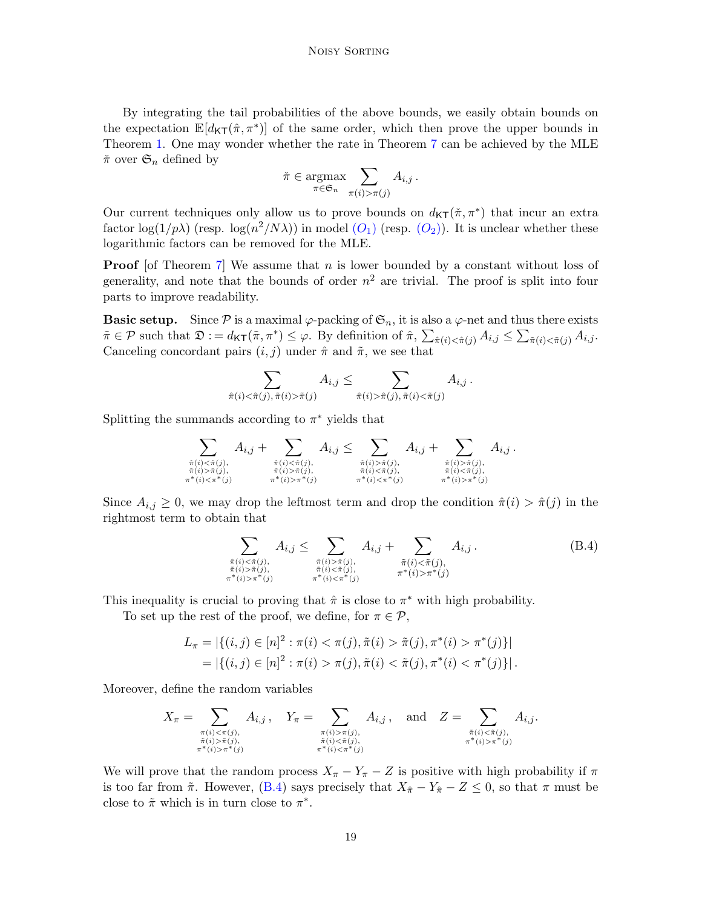By integrating the tail probabilities of the above bounds, we easily obtain bounds on the expectation $\mathbb{E}[d_{\mathsf{KT}}(\hat{\pi}, \pi^*)]$ of the same order, which then prove the upper bounds in Theorem 1. One may wonder whether the rate in Theorem 7 can be achieved by the MLE $\check{\pi}$ over $\mathfrak{S}_n$ defined by

$$\check{\pi} \in \operatorname*{argmax}_{\pi \in \mathfrak{S}_n} \sum_{\pi(i) > \pi(j)} A_{i,j} \,.$$

Our current techniques only allow us to prove bounds on $d_{\mathsf{KT}}(\check{\pi}, \pi^*)$ that incur an extra factor $\log(1/p\lambda)$ (resp. $\log(n^2/N\lambda)$) in model $(O_1)$ (resp. $(O_2)$). It is unclear whether these logarithmic factors can be removed for the MLE.

**Proof** [of Theorem 7] We assume that $n$ is lower bounded by a constant without loss of generality, and note that the bounds of order $n^2$ are trivial. The proof is split into four parts to improve readability.

**Basic setup.** Since $\mathcal{P}$ is a maximal $\varphi$-packing of $\mathfrak{S}_n$, it is also a $\varphi$-net and thus there exists $\tilde{\pi} \in \mathcal{P}$ such that $\mathfrak{D} := d_{\mathsf{KT}}(\tilde{\pi}, \pi^*) \le \varphi$. By definition of $\hat{\pi}$, $\sum_{\hat{\pi}(i) < \hat{\pi}(j)} A_{i,j} \le \sum_{\tilde{\pi}(i) < \tilde{\pi}(j)} A_{i,j}$. Canceling concordant pairs $(i,j)$ under $\hat{\pi}$ and $\tilde{\pi}$, we see that

$$\sum_{\hat{\pi}(i) < \hat{\pi}(j),\, \tilde{\pi}(i) > \tilde{\pi}(j)} A_{i,j} \le \sum_{\hat{\pi}(i) > \hat{\pi}(j),\, \tilde{\pi}(i) < \tilde{\pi}(j)} A_{i,j} \,.$$

Splitting the summands according to $\pi^*$ yields that

$$\sum_{\substack{\hat{\pi}(i) < \hat{\pi}(j),\\ \tilde{\pi}(i) > \tilde{\pi}(j),\\ \pi^*(i) < \pi^*(j)}} A_{i,j} + \sum_{\substack{\hat{\pi}(i) < \hat{\pi}(j),\\ \tilde{\pi}(i) > \tilde{\pi}(j),\\ \pi^*(i) > \pi^*(j)}} A_{i,j} \le \sum_{\substack{\hat{\pi}(i) > \hat{\pi}(j),\\ \tilde{\pi}(i) < \tilde{\pi}(j),\\ \pi^*(i) < \pi^*(j)}} A_{i,j} + \sum_{\substack{\hat{\pi}(i) > \hat{\pi}(j),\\ \tilde{\pi}(i) < \tilde{\pi}(j),\\ \pi^*(i) > \pi^*(j)}} A_{i,j} \,.$$

Since $A_{i,j} \ge 0$, we may drop the leftmost term and drop the condition $\hat{\pi}(i) > \hat{\pi}(j)$ in the rightmost term to obtain that

$$\sum_{\substack{\hat{\pi}(i) < \hat{\pi}(j),\\ \tilde{\pi}(i) > \tilde{\pi}(j),\\ \pi^*(i) > \pi^*(j)}} A_{i,j} \le \sum_{\substack{\hat{\pi}(i) > \hat{\pi}(j),\\ \tilde{\pi}(i) < \tilde{\pi}(j),\\ \pi^*(i) < \pi^*(j)}} A_{i,j} + \sum_{\substack{\tilde{\pi}(i) < \tilde{\pi}(j),\\ \pi^*(i) > \pi^*(j)}} A_{i,j} \,. \tag{B.4}$$

This inequality is crucial to proving that $\hat{\pi}$ is close to $\pi^*$ with high probability.

To set up the rest of the proof, we define, for $\pi \in \mathcal{P}$,

$$\begin{aligned} L_\pi &= |\{(i,j) \in [n]^2 : \pi(i) < \pi(j), \tilde{\pi}(i) > \tilde{\pi}(j), \pi^*(i) > \pi^*(j)\}| \\ &= |\{(i,j) \in [n]^2 : \pi(i) > \pi(j), \tilde{\pi}(i) < \tilde{\pi}(j), \pi^*(i) < \pi^*(j)\}| \,. \end{aligned}$$

Moreover, define the random variables

$$X_\pi = \sum_{\substack{\pi(i) < \pi(j),\\ \tilde{\pi}(i) > \tilde{\pi}(j),\\ \pi^*(i) > \pi^*(j)}} A_{i,j} \,, \quad Y_\pi = \sum_{\substack{\pi(i) > \pi(j),\\ \tilde{\pi}(i) < \tilde{\pi}(j),\\ \pi^*(i) < \pi^*(j)}} A_{i,j} \,, \quad \text{and} \quad Z = \sum_{\substack{\tilde{\pi}(i) < \tilde{\pi}(j),\\ \pi^*(i) > \pi^*(j)}} A_{i,j}.$$

We will prove that the random process $X_\pi - Y_\pi - Z$ is positive with high probability if $\pi$ is too far from $\tilde{\pi}$. However, (B.4) says precisely that $X_{\hat{\pi}} - Y_{\hat{\pi}} - Z \le 0$, so that $\pi$ must be close to $\tilde{\pi}$ which is in turn close to $\pi^*$.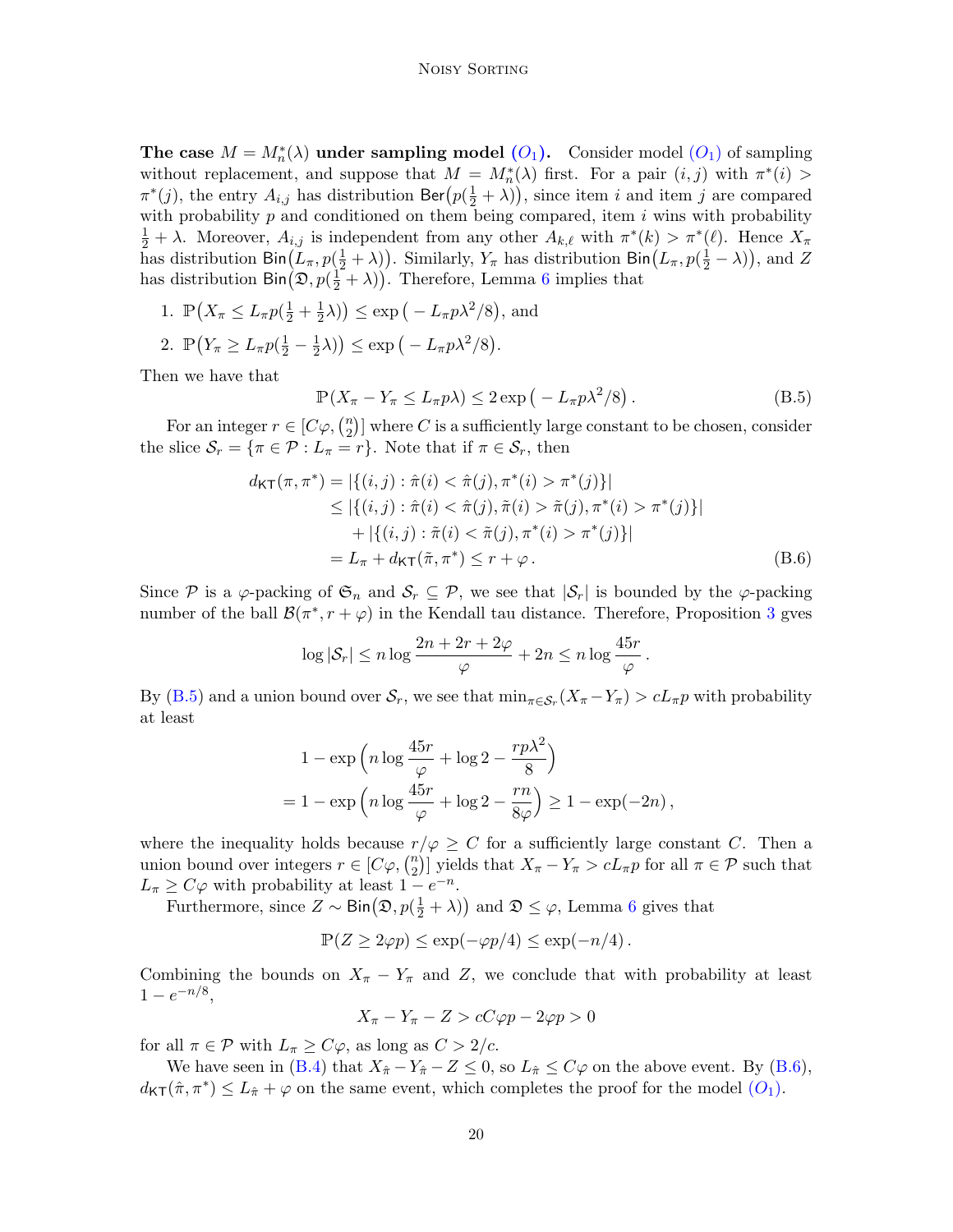**The case $M = M_n^*(\lambda)$ under sampling model $(O_1)$.** Consider model $(O_1)$ of sampling without replacement, and suppose that $M = M_n^*(\lambda)$ first. For a pair $(i,j)$ with $\pi^*(i) > \pi^*(j)$, the entry $A_{i,j}$ has distribution $\mathsf{Ber}\big(p(\frac{1}{2}+\lambda)\big)$, since item $i$ and item $j$ are compared with probability $p$ and conditioned on them being compared, item $i$ wins with probability $\frac{1}{2}+\lambda$. Moreover, $A_{i,j}$ is independent from any other $A_{k,\ell}$ with $\pi^*(k) > \pi^*(\ell)$. Hence $X_\pi$ has distribution $\mathsf{Bin}\big(L_\pi, p(\frac{1}{2}+\lambda)\big)$. Similarly, $Y_\pi$ has distribution $\mathsf{Bin}\big(L_\pi, p(\frac{1}{2}-\lambda)\big)$, and $Z$ has distribution $\mathsf{Bin}\big(\mathfrak{D}, p(\frac{1}{2}+\lambda)\big)$. Therefore, Lemma 6 implies that

1. $\mathbb{P}\big(X_\pi \le L_\pi p(\frac{1}{2}+\frac{1}{2}\lambda)\big) \le \exp\big(-L_\pi p\lambda^2/8\big)$, and
2. $\mathbb{P}\big(Y_\pi \ge L_\pi p(\frac{1}{2}-\frac{1}{2}\lambda)\big) \le \exp\big(-L_\pi p\lambda^2/8\big)$.

Then we have that

$$\mathbb{P}(X_\pi - Y_\pi \le L_\pi p\lambda) \le 2\exp\big(-L_\pi p\lambda^2/8\big)\,. \tag{B.5}$$

For an integer $r \in [C\varphi, \binom{n}{2}]$ where $C$ is a sufficiently large constant to be chosen, consider the slice $\mathcal{S}_r = \{\pi \in \mathcal{P} : L_\pi = r\}$. Note that if $\pi \in \mathcal{S}_r$, then

$$\begin{aligned}
d_{\mathsf{KT}}(\pi,\pi^*) &= |\{(i,j) : \hat\pi(i) < \hat\pi(j), \pi^*(i) > \pi^*(j)\}| \\
&\le |\{(i,j) : \hat\pi(i) < \hat\pi(j), \tilde\pi(i) > \tilde\pi(j), \pi^*(i) > \pi^*(j)\}| \\
&\quad + |\{(i,j) : \tilde\pi(i) < \tilde\pi(j), \pi^*(i) > \pi^*(j)\}| \\
&= L_\pi + d_{\mathsf{KT}}(\tilde\pi,\pi^*) \le r + \varphi\,.
\end{aligned} \tag{B.6}$$

Since $\mathcal{P}$ is a $\varphi$-packing of $\mathfrak{S}_n$ and $\mathcal{S}_r \subseteq \mathcal{P}$, we see that $|\mathcal{S}_r|$ is bounded by the $\varphi$-packing number of the ball $\mathcal{B}(\pi^*, r+\varphi)$ in the Kendall tau distance. Therefore, Proposition 3 gves

$$\log|\mathcal{S}_r| \le n\log\frac{2n+2r+2\varphi}{\varphi} + 2n \le n\log\frac{45r}{\varphi}\,.$$

By (B.5) and a union bound over $\mathcal{S}_r$, we see that $\min_{\pi\in\mathcal{S}_r}(X_\pi - Y_\pi) > cL_\pi p$ with probability at least

$$\begin{aligned}
&1 - \exp\Big(n\log\frac{45r}{\varphi} + \log 2 - \frac{rp\lambda^2}{8}\Big) \\
&= 1 - \exp\Big(n\log\frac{45r}{\varphi} + \log 2 - \frac{rn}{8\varphi}\Big) \ge 1 - \exp(-2n)\,,
\end{aligned}$$

where the inequality holds because $r/\varphi \ge C$ for a sufficiently large constant $C$. Then a union bound over integers $r \in [C\varphi, \binom{n}{2}]$ yields that $X_\pi - Y_\pi > cL_\pi p$ for all $\pi \in \mathcal{P}$ such that $L_\pi \ge C\varphi$ with probability at least $1 - e^{-n}$.

Furthermore, since $Z \sim \mathsf{Bin}\big(\mathfrak{D}, p(\frac{1}{2}+\lambda)\big)$ and $\mathfrak{D} \le \varphi$, Lemma 6 gives that

$$\mathbb{P}(Z \ge 2\varphi p) \le \exp(-\varphi p/4) \le \exp(-n/4)\,.$$

Combining the bounds on $X_\pi - Y_\pi$ and $Z$, we conclude that with probability at least $1 - e^{-n/8}$,

$$X_\pi - Y_\pi - Z > cC\varphi p - 2\varphi p > 0$$

for all $\pi \in \mathcal{P}$ with $L_\pi \ge C\varphi$, as long as $C > 2/c$.

We have seen in (B.4) that $X_{\hat\pi} - Y_{\hat\pi} - Z \le 0$, so $L_{\hat\pi} \le C\varphi$ on the above event. By (B.6), $d_{\mathsf{KT}}(\hat\pi,\pi^*) \le L_{\hat\pi} + \varphi$ on the same event, which completes the proof for the model $(O_1)$.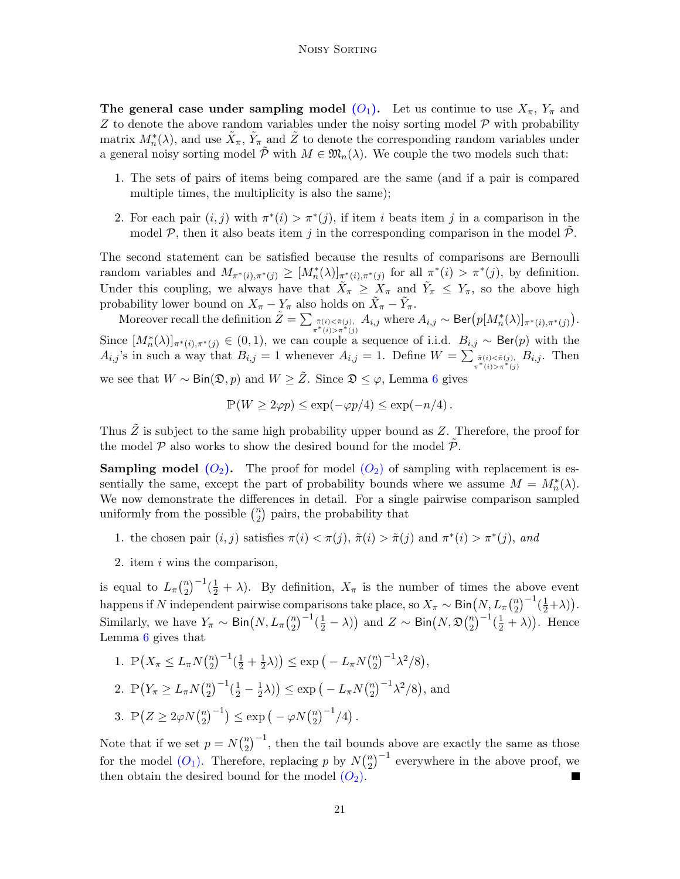**The general case under sampling model ($O_1$).** Let us continue to use $X_\pi$, $Y_\pi$ and $Z$ to denote the above random variables under the noisy sorting model $\mathcal{P}$ with probability matrix $M_n^*(\lambda)$, and use $\tilde{X}_\pi$, $\tilde{Y}_\pi$ and $\tilde{Z}$ to denote the corresponding random variables under a general noisy sorting model $\tilde{\mathcal{P}}$ with $M \in \mathfrak{M}_n(\lambda)$. We couple the two models such that:

1. The sets of pairs of items being compared are the same (and if a pair is compared multiple times, the multiplicity is also the same);
2. For each pair $(i, j)$ with $\pi^*(i) > \pi^*(j)$, if item $i$ beats item $j$ in a comparison in the model $\mathcal{P}$, then it also beats item $j$ in the corresponding comparison in the model $\tilde{\mathcal{P}}$.

The second statement can be satisfied because the results of comparisons are Bernoulli random variables and $M_{\pi^*(i),\pi^*(j)} \geq [M_n^*(\lambda)]_{\pi^*(i),\pi^*(j)}$ for all $\pi^*(i) > \pi^*(j)$, by definition. Under this coupling, we always have that $\tilde{X}_\pi \geq X_\pi$ and $\tilde{Y}_\pi \leq Y_\pi$, so the above high probability lower bound on $X_\pi - Y_\pi$ also holds on $\tilde{X}_\pi - \tilde{Y}_\pi$.

Moreover recall the definition $\tilde{Z} = \sum_{\substack{\tilde{\pi}(i)<\tilde{\pi}(j),\\ \pi^*(i)>\pi^*(j)}} A_{i,j}$ where $A_{i,j} \sim \mathsf{Ber}\big(p[M_n^*(\lambda)]_{\pi^*(i),\pi^*(j)}\big)$. Since $[M_n^*(\lambda)]_{\pi^*(i),\pi^*(j)} \in (0, 1)$, we can couple a sequence of i.i.d. $B_{i,j} \sim \mathsf{Ber}(p)$ with the $A_{i,j}$'s in such a way that $B_{i,j} = 1$ whenever $A_{i,j} = 1$. Define $W = \sum_{\substack{\tilde{\pi}(i)<\tilde{\pi}(j),\\ \pi^*(i)>\pi^*(j)}} B_{i,j}$. Then we see that $W \sim \mathsf{Bin}(\mathfrak{D}, p)$ and $W \geq \tilde{Z}$. Since $\mathfrak{D} \leq \varphi$, Lemma 6 gives

$$\mathbb{P}(W \geq 2\varphi p) \leq \exp(-\varphi p/4) \leq \exp(-n/4).$$

Thus $\tilde{Z}$ is subject to the same high probability upper bound as $Z$. Therefore, the proof for the model $\mathcal{P}$ also works to show the desired bound for the model $\tilde{\mathcal{P}}$.

**Sampling model ($O_2$).** The proof for model ($O_2$) of sampling with replacement is essentially the same, except the part of probability bounds where we assume $M = M_n^*(\lambda)$. We now demonstrate the differences in detail. For a single pairwise comparison sampled uniformly from the possible $\binom{n}{2}$ pairs, the probability that

1. the chosen pair $(i, j)$ satisfies $\pi(i) < \pi(j)$, $\tilde{\pi}(i) > \tilde{\pi}(j)$ and $\pi^*(i) > \pi^*(j)$, *and*
2. item $i$ wins the comparison,

is equal to $L_\pi \binom{n}{2}^{-1}(\frac{1}{2} + \lambda)$. By definition, $X_\pi$ is the number of times the above event happens if $N$ independent pairwise comparisons take place, so $X_\pi \sim \mathsf{Bin}\big(N, L_\pi\binom{n}{2}^{-1}(\frac{1}{2}+\lambda)\big)$. Similarly, we have $Y_\pi \sim \mathsf{Bin}\big(N, L_\pi\binom{n}{2}^{-1}(\frac{1}{2} - \lambda)\big)$ and $Z \sim \mathsf{Bin}\big(N, \mathfrak{D}\binom{n}{2}^{-1}(\frac{1}{2} + \lambda)\big)$. Hence Lemma 6 gives that

1. $\mathbb{P}\big(X_\pi \leq L_\pi N\binom{n}{2}^{-1}(\frac{1}{2} + \frac{1}{2}\lambda)\big) \leq \exp\big(-L_\pi N\binom{n}{2}^{-1}\lambda^2/8\big)$,
2. $\mathbb{P}\big(Y_\pi \geq L_\pi N\binom{n}{2}^{-1}(\frac{1}{2} - \frac{1}{2}\lambda)\big) \leq \exp\big(-L_\pi N\binom{n}{2}^{-1}\lambda^2/8\big)$, and
3. $\mathbb{P}\big(Z \geq 2\varphi N\binom{n}{2}^{-1}\big) \leq \exp\big(-\varphi N\binom{n}{2}^{-1}/4\big)$.

Note that if we set $p = N\binom{n}{2}^{-1}$, then the tail bounds above are exactly the same as those for the model ($O_1$). Therefore, replacing $p$ by $N\binom{n}{2}^{-1}$ everywhere in the above proof, we then obtain the desired bound for the model ($O_2$). ∎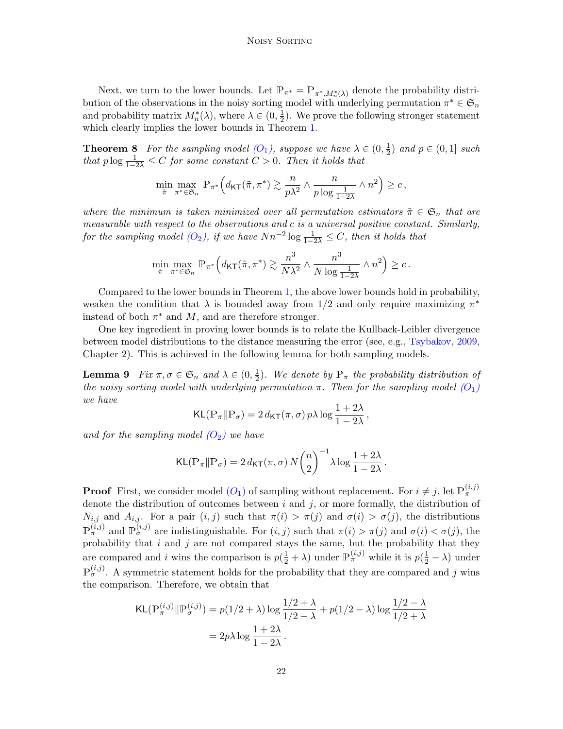Next, we turn to the lower bounds. Let $\mathbb{P}_{\pi^*} = \mathbb{P}_{\pi^*, M_n^*(\lambda)}$ denote the probability distribution of the observations in the noisy sorting model with underlying permutation $\pi^* \in \mathfrak{S}_n$ and probability matrix $M_n^*(\lambda)$, where $\lambda \in (0, \frac{1}{2})$. We prove the following stronger statement which clearly implies the lower bounds in Theorem 1.

**Theorem 8** *For the sampling model $(O_1)$, suppose we have $\lambda \in (0, \frac{1}{2})$ and $p \in (0, 1]$ such that $p \log \frac{1}{1-2\lambda} \le C$ for some constant $C > 0$. Then it holds that*

$$\min_{\tilde{\pi}} \max_{\pi^* \in \mathfrak{S}_n} \mathbb{P}_{\pi^*}\Big( d_{\mathsf{KT}}(\tilde{\pi}, \pi^*) \gtrsim \frac{n}{p\lambda^2} \wedge \frac{n}{p \log \frac{1}{1-2\lambda}} \wedge n^2 \Big) \ge c \,,$$

*where the minimum is taken minimized over all permutation estimators $\tilde{\pi} \in \mathfrak{S}_n$ that are measurable with respect to the observations and $c$ is a universal positive constant. Similarly, for the sampling model $(O_2)$, if we have $Nn^{-2} \log \frac{1}{1-2\lambda} \le C$, then it holds that*

$$\min_{\tilde{\pi}} \max_{\pi^* \in \mathfrak{S}_n} \mathbb{P}_{\pi^*}\Big( d_{\mathsf{KT}}(\tilde{\pi}, \pi^*) \gtrsim \frac{n^3}{N\lambda^2} \wedge \frac{n^3}{N \log \frac{1}{1-2\lambda}} \wedge n^2 \Big) \ge c \,.$$

Compared to the lower bounds in Theorem 1, the above lower bounds hold in probability, weaken the condition that $\lambda$ is bounded away from $1/2$ and only require maximizing $\pi^*$ instead of both $\pi^*$ and $M$, and are therefore stronger.

One key ingredient in proving lower bounds is to relate the Kullback-Leibler divergence between model distributions to the distance measuring the error (see, e.g., Tsybakov, 2009, Chapter 2). This is achieved in the following lemma for both sampling models.

**Lemma 9** *Fix $\pi, \sigma \in \mathfrak{S}_n$ and $\lambda \in (0, \frac{1}{2})$. We denote by $\mathbb{P}_\pi$ the probability distribution of the noisy sorting model with underlying permutation $\pi$. Then for the sampling model $(O_1)$ we have*

$$\mathsf{KL}(\mathbb{P}_\pi \| \mathbb{P}_\sigma) = 2\, d_{\mathsf{KT}}(\pi, \sigma)\, p\lambda \log \frac{1+2\lambda}{1-2\lambda} \,,$$

*and for the sampling model $(O_2)$ we have*

$$\mathsf{KL}(\mathbb{P}_\pi \| \mathbb{P}_\sigma) = 2\, d_{\mathsf{KT}}(\pi, \sigma)\, N \binom{n}{2}^{-1} \lambda \log \frac{1+2\lambda}{1-2\lambda} \,.$$

**Proof** First, we consider model $(O_1)$ of sampling without replacement. For $i \ne j$, let $\mathbb{P}_\pi^{(i,j)}$ denote the distribution of outcomes between $i$ and $j$, or more formally, the distribution of $N_{i,j}$ and $A_{i,j}$. For a pair $(i, j)$ such that $\pi(i) > \pi(j)$ and $\sigma(i) > \sigma(j)$, the distributions $\mathbb{P}_\pi^{(i,j)}$ and $\mathbb{P}_\sigma^{(i,j)}$ are indistinguishable. For $(i, j)$ such that $\pi(i) > \pi(j)$ and $\sigma(i) < \sigma(j)$, the probability that $i$ and $j$ are not compared stays the same, but the probability that they are compared and $i$ wins the comparison is $p(\frac{1}{2} + \lambda)$ under $\mathbb{P}_\pi^{(i,j)}$ while it is $p(\frac{1}{2} - \lambda)$ under $\mathbb{P}_\sigma^{(i,j)}$. A symmetric statement holds for the probability that they are compared and $j$ wins the comparison. Therefore, we obtain that

$$\begin{aligned}
\mathsf{KL}(\mathbb{P}_\pi^{(i,j)} \| \mathbb{P}_\sigma^{(i,j)}) &= p(1/2 + \lambda) \log \frac{1/2 + \lambda}{1/2 - \lambda} + p(1/2 - \lambda) \log \frac{1/2 - \lambda}{1/2 + \lambda} \\
&= 2p\lambda \log \frac{1+2\lambda}{1-2\lambda} \,.
\end{aligned}$$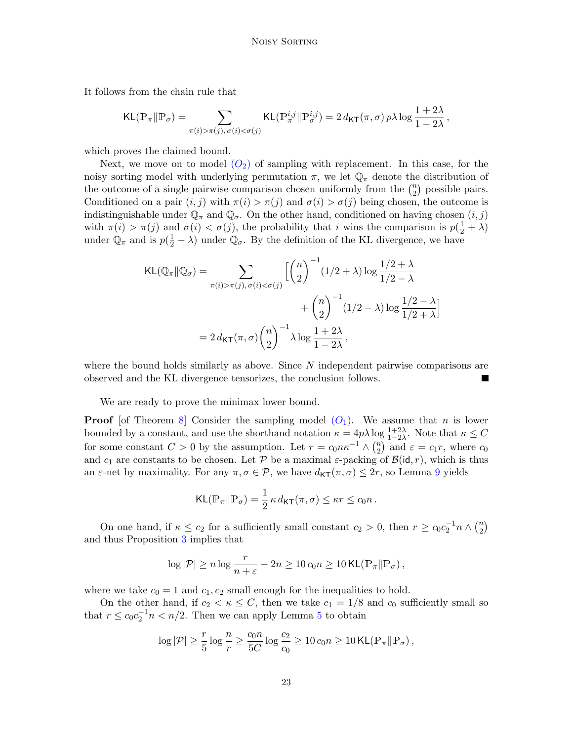It follows from the chain rule that

$$\mathsf{KL}(\mathbb{P}_\pi \| \mathbb{P}_\sigma) = \sum_{\pi(i)>\pi(j),\, \sigma(i)<\sigma(j)} \mathsf{KL}(\mathbb{P}_\pi^{i,j} \| \mathbb{P}_\sigma^{i,j}) = 2\, d_{\mathsf{KT}}(\pi, \sigma)\, p\lambda \log \frac{1+2\lambda}{1-2\lambda}\,,$$

which proves the claimed bound.

Next, we move on to model $(O_2)$ of sampling with replacement. In this case, for the noisy sorting model with underlying permutation $\pi$, we let $\mathbb{Q}_\pi$ denote the distribution of the outcome of a single pairwise comparison chosen uniformly from the $\binom{n}{2}$ possible pairs. Conditioned on a pair $(i, j)$ with $\pi(i) > \pi(j)$ and $\sigma(i) > \sigma(j)$ being chosen, the outcome is indistinguishable under $\mathbb{Q}_\pi$ and $\mathbb{Q}_\sigma$. On the other hand, conditioned on having chosen $(i, j)$ with $\pi(i) > \pi(j)$ and $\sigma(i) < \sigma(j)$, the probability that $i$ wins the comparison is $p(\frac{1}{2} + \lambda)$ under $\mathbb{Q}_\pi$ and is $p(\frac{1}{2} - \lambda)$ under $\mathbb{Q}_\sigma$. By the definition of the KL divergence, we have

$$\begin{aligned}
\mathsf{KL}(\mathbb{Q}_\pi \| \mathbb{Q}_\sigma) = \sum_{\pi(i)>\pi(j),\, \sigma(i)<\sigma(j)} & \Big[ \binom{n}{2}^{-1} (1/2+\lambda) \log \frac{1/2+\lambda}{1/2-\lambda} \\
& \quad + \binom{n}{2}^{-1} (1/2-\lambda) \log \frac{1/2-\lambda}{1/2+\lambda} \Big] \\
= 2\, d_{\mathsf{KT}}(\pi, \sigma) & \binom{n}{2}^{-1} \lambda \log \frac{1+2\lambda}{1-2\lambda}\,,
\end{aligned}$$

where the bound holds similarly as above. Since $N$ independent pairwise comparisons are observed and the KL divergence tensorizes, the conclusion follows. ■

We are ready to prove the minimax lower bound.

**Proof** [of Theorem 8] Consider the sampling model $(O_1)$. We assume that $n$ is lower bounded by a constant, and use the shorthand notation $\kappa = 4p\lambda \log \frac{1+2\lambda}{1-2\lambda}$. Note that $\kappa \le C$ for some constant $C > 0$ by the assumption. Let $r = c_0 n \kappa^{-1} \wedge \binom{n}{2}$ and $\varepsilon = c_1 r$, where $c_0$ and $c_1$ are constants to be chosen. Let $\mathcal{P}$ be a maximal $\varepsilon$-packing of $\mathcal{B}(\mathsf{id}, r)$, which is thus an $\varepsilon$-net by maximality. For any $\pi, \sigma \in \mathcal{P}$, we have $d_{\mathsf{KT}}(\pi, \sigma) \le 2r$, so Lemma 9 yields

$$\mathsf{KL}(\mathbb{P}_\pi \| \mathbb{P}_\sigma) = \frac{1}{2}\, \kappa\, d_{\mathsf{KT}}(\pi, \sigma) \le \kappa r \le c_0 n\,.$$

On one hand, if $\kappa \le c_2$ for a sufficiently small constant $c_2 > 0$, then $r \ge c_0 c_2^{-1} n \wedge \binom{n}{2}$ and thus Proposition 3 implies that

$$\log |\mathcal{P}| \ge n \log \frac{r}{n+\varepsilon} - 2n \ge 10\, c_0 n \ge 10\, \mathsf{KL}(\mathbb{P}_\pi \| \mathbb{P}_\sigma)\,,$$

where we take $c_0 = 1$ and $c_1, c_2$ small enough for the inequalities to hold.

On the other hand, if $c_2 < \kappa \le C$, then we take $c_1 = 1/8$ and $c_0$ sufficiently small so that $r \le c_0 c_2^{-1} n < n/2$. Then we can apply Lemma 5 to obtain

$$\log |\mathcal{P}| \ge \frac{r}{5} \log \frac{n}{r} \ge \frac{c_0 n}{5C} \log \frac{c_2}{c_0} \ge 10\, c_0 n \ge 10\, \mathsf{KL}(\mathbb{P}_\pi \| \mathbb{P}_\sigma)\,,$$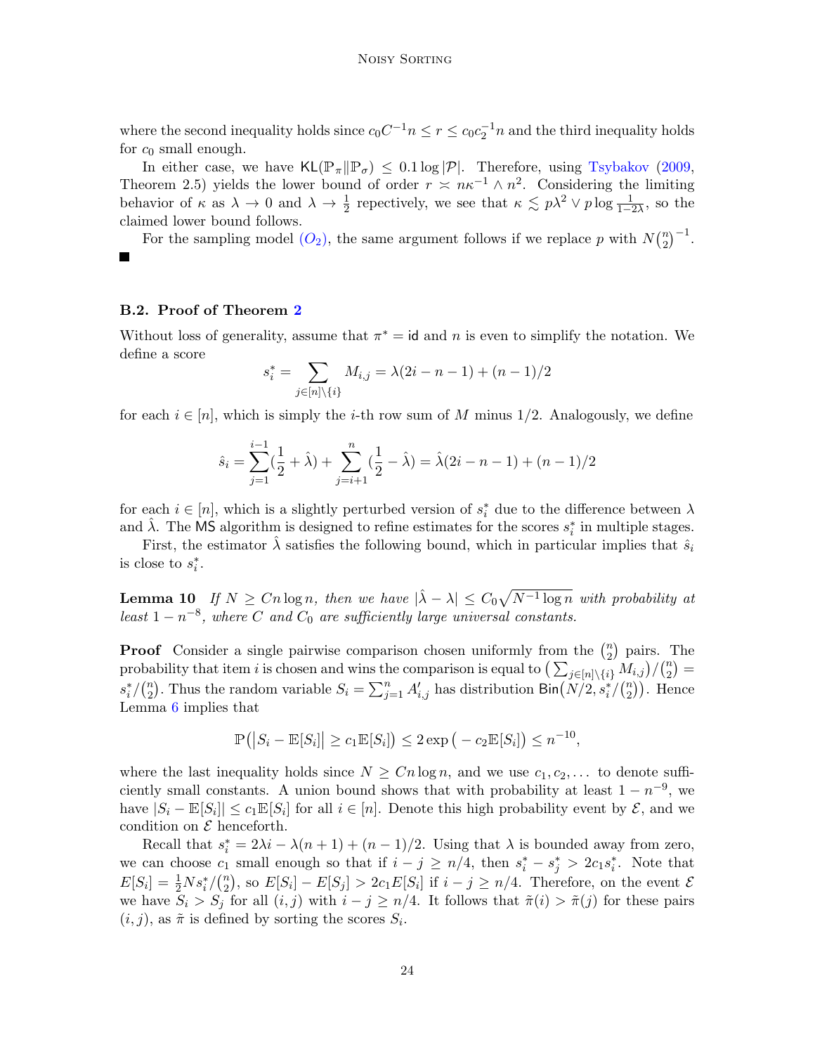where the second inequality holds since $c_0 C^{-1} n \le r \le c_0 c_2^{-1} n$ and the third inequality holds for $c_0$ small enough.

In either case, we have $\mathsf{KL}(\mathbb{P}_\pi \| \mathbb{P}_\sigma) \le 0.1 \log |\mathcal{P}|$. Therefore, using Tsybakov (2009, Theorem 2.5) yields the lower bound of order $r \asymp n\kappa^{-1} \wedge n^2$. Considering the limiting behavior of $\kappa$ as $\lambda \to 0$ and $\lambda \to \frac{1}{2}$ repectively, we see that $\kappa \lesssim p\lambda^2 \vee p \log \frac{1}{1-2\lambda}$, so the claimed lower bound follows.

For the sampling model $(O_2)$, the same argument follows if we replace $p$ with $N\binom{n}{2}^{-1}$. ∎

### B.2. Proof of Theorem 2

Without loss of generality, assume that $\pi^* = \mathsf{id}$ and $n$ is even to simplify the notation. We define a score

$$s_i^* = \sum_{j \in [n] \setminus \{i\}} M_{i,j} = \lambda(2i - n - 1) + (n-1)/2$$

for each $i \in [n]$, which is simply the $i$-th row sum of $M$ minus $1/2$. Analogously, we define

$$\hat{s}_i = \sum_{j=1}^{i-1} (\frac{1}{2} + \hat{\lambda}) + \sum_{j=i+1}^{n} (\frac{1}{2} - \hat{\lambda}) = \hat{\lambda}(2i - n - 1) + (n-1)/2$$

for each $i \in [n]$, which is a slightly perturbed version of $s_i^*$ due to the difference between $\lambda$ and $\hat{\lambda}$. The $\mathsf{MS}$ algorithm is designed to refine estimates for the scores $s_i^*$ in multiple stages.

First, the estimator $\hat{\lambda}$ satisfies the following bound, which in particular implies that $\hat{s}_i$ is close to $s_i^*$.

**Lemma 10** *If $N \ge Cn \log n$, then we have $|\hat{\lambda} - \lambda| \le C_0 \sqrt{N^{-1} \log n}$ with probability at least $1 - n^{-8}$, where $C$ and $C_0$ are sufficiently large universal constants.*

**Proof** Consider a single pairwise comparison chosen uniformly from the $\binom{n}{2}$ pairs. The probability that item $i$ is chosen and wins the comparison is equal to $\big(\sum_{j \in [n] \setminus \{i\}} M_{i,j}\big) / \binom{n}{2} = s_i^* / \binom{n}{2}$. Thus the random variable $S_i = \sum_{j=1}^{n} A'_{i,j}$ has distribution $\mathsf{Bin}\big(N/2, s_i^*/\binom{n}{2}\big)$. Hence Lemma 6 implies that

$$\mathbb{P}\big(|S_i - \mathbb{E}[S_i]| \ge c_1 \mathbb{E}[S_i]\big) \le 2 \exp\big(-c_2 \mathbb{E}[S_i]\big) \le n^{-10},$$

where the last inequality holds since $N \ge Cn \log n$, and we use $c_1, c_2, \ldots$ to denote sufficiently small constants. A union bound shows that with probability at least $1 - n^{-9}$, we have $|S_i - \mathbb{E}[S_i]| \le c_1 \mathbb{E}[S_i]$ for all $i \in [n]$. Denote this high probability event by $\mathcal{E}$, and we condition on $\mathcal{E}$ henceforth.

Recall that $s_i^* = 2\lambda i - \lambda(n+1) + (n-1)/2$. Using that $\lambda$ is bounded away from zero, we can choose $c_1$ small enough so that if $i - j \ge n/4$, then $s_i^* - s_j^* > 2c_1 s_i^*$. Note that $E[S_i] = \frac{1}{2} N s_i^* / \binom{n}{2}$, so $E[S_i] - E[S_j] > 2c_1 E[S_i]$ if $i - j \ge n/4$. Therefore, on the event $\mathcal{E}$ we have $S_i > S_j$ for all $(i,j)$ with $i - j \ge n/4$. It follows that $\tilde{\pi}(i) > \tilde{\pi}(j)$ for these pairs $(i,j)$, as $\tilde{\pi}$ is defined by sorting the scores $S_i$.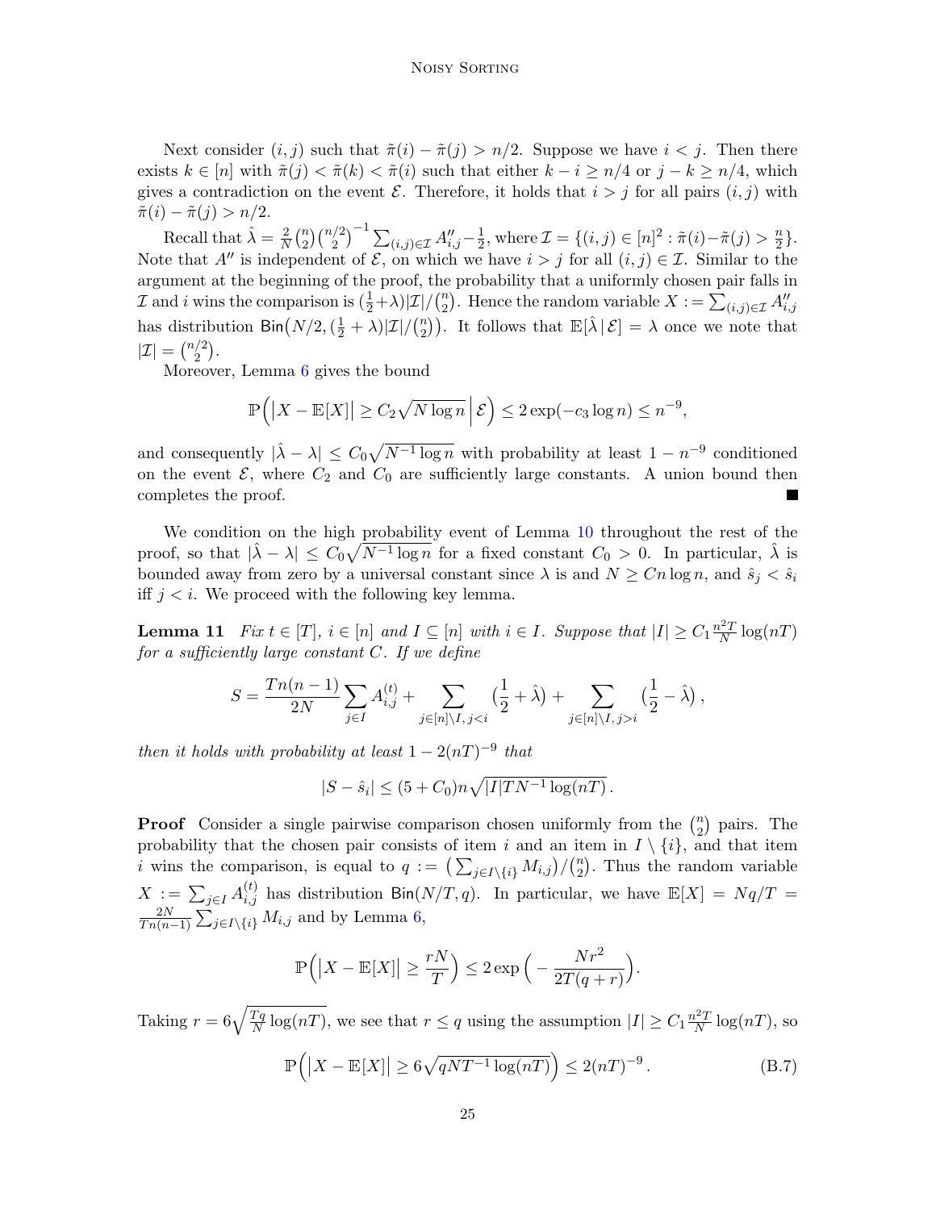Next consider $(i, j)$ such that $\tilde{\pi}(i) - \tilde{\pi}(j) > n/2$. Suppose we have $i < j$. Then there exists $k \in [n]$ with $\tilde{\pi}(j) < \tilde{\pi}(k) < \tilde{\pi}(i)$ such that either $k - i \geq n/4$ or $j - k \geq n/4$, which gives a contradiction on the event $\mathcal{E}$. Therefore, it holds that $i > j$ for all pairs $(i, j)$ with $\tilde{\pi}(i) - \tilde{\pi}(j) > n/2$.

Recall that $\hat{\lambda} = \frac{2}{N}\binom{n}{2}\binom{n/2}{2}^{-1}\sum_{(i,j)\in\mathcal{I}} A''_{i,j} - \frac{1}{2}$, where $\mathcal{I} = \{(i,j) \in [n]^2 : \tilde{\pi}(i) - \tilde{\pi}(j) > \frac{n}{2}\}$. Note that $A''$ is independent of $\mathcal{E}$, on which we have $i > j$ for all $(i, j) \in \mathcal{I}$. Similar to the argument at the beginning of the proof, the probability that a uniformly chosen pair falls in $\mathcal{I}$ and $i$ wins the comparison is $(\frac{1}{2}+\lambda)|\mathcal{I}|/\binom{n}{2}$. Hence the random variable $X := \sum_{(i,j)\in\mathcal{I}} A''_{i,j}$ has distribution $\mathsf{Bin}\big(N/2, (\frac{1}{2}+\lambda)|\mathcal{I}|/\binom{n}{2}\big)$. It follows that $\mathbb{E}[\hat{\lambda}\,|\,\mathcal{E}] = \lambda$ once we note that $|\mathcal{I}| = \binom{n/2}{2}$.

Moreover, Lemma 6 gives the bound

$$\mathbb{P}\Big(\big|X - \mathbb{E}[X]\big| \geq C_2\sqrt{N\log n}\,\Big|\,\mathcal{E}\Big) \leq 2\exp(-c_3\log n) \leq n^{-9},$$

and consequently $|\hat{\lambda} - \lambda| \leq C_0\sqrt{N^{-1}\log n}$ with probability at least $1 - n^{-9}$ conditioned on the event $\mathcal{E}$, where $C_2$ and $C_0$ are sufficiently large constants. A union bound then completes the proof. ∎

We condition on the high probability event of Lemma 10 throughout the rest of the proof, so that $|\hat{\lambda} - \lambda| \leq C_0\sqrt{N^{-1}\log n}$ for a fixed constant $C_0 > 0$. In particular, $\hat{\lambda}$ is bounded away from zero by a universal constant since $\lambda$ is and $N \geq Cn\log n$, and $\hat{s}_j < \hat{s}_i$ iff $j < i$. We proceed with the following key lemma.

**Lemma 11** *Fix $t \in [T]$, $i \in [n]$ and $I \subseteq [n]$ with $i \in I$. Suppose that $|I| \geq C_1\frac{n^2T}{N}\log(nT)$ for a sufficiently large constant $C$. If we define*

$$S = \frac{Tn(n-1)}{2N}\sum_{j\in I} A^{(t)}_{i,j} + \sum_{j\in[n]\setminus I,\, j<i}\big(\frac{1}{2}+\hat{\lambda}\big) + \sum_{j\in[n]\setminus I,\, j>i}\big(\frac{1}{2}-\hat{\lambda}\big)\,,$$

*then it holds with probability at least $1 - 2(nT)^{-9}$ that*

$$|S - \hat{s}_i| \leq (5 + C_0)n\sqrt{|I|TN^{-1}\log(nT)}\,.$$

**Proof** Consider a single pairwise comparison chosen uniformly from the $\binom{n}{2}$ pairs. The probability that the chosen pair consists of item $i$ and an item in $I \setminus \{i\}$, and that item $i$ wins the comparison, is equal to $q := \big(\sum_{j\in I\setminus\{i\}} M_{i,j}\big)/\binom{n}{2}$. Thus the random variable $X := \sum_{j\in I} A^{(t)}_{i,j}$ has distribution $\mathsf{Bin}(N/T, q)$. In particular, we have $\mathbb{E}[X] = Nq/T = \frac{2N}{Tn(n-1)}\sum_{j\in I\setminus\{i\}} M_{i,j}$ and by Lemma 6,

$$\mathbb{P}\Big(\big|X - \mathbb{E}[X]\big| \geq \frac{rN}{T}\Big) \leq 2\exp\Big(-\frac{Nr^2}{2T(q+r)}\Big).$$

Taking $r = 6\sqrt{\frac{Tq}{N}\log(nT)}$, we see that $r \leq q$ using the assumption $|I| \geq C_1\frac{n^2T}{N}\log(nT)$, so

$$\mathbb{P}\Big(\big|X - \mathbb{E}[X]\big| \geq 6\sqrt{qNT^{-1}\log(nT)}\Big) \leq 2(nT)^{-9}\,. \tag{B.7}$$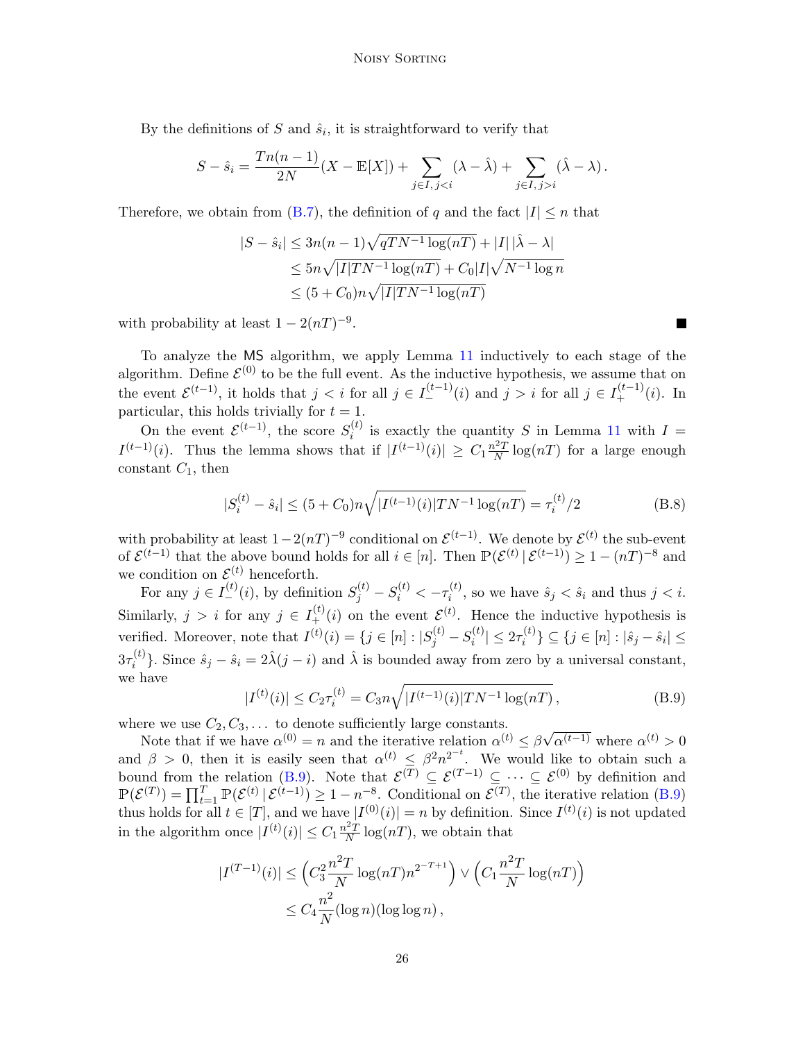By the definitions of $S$ and $\hat{s}_i$, it is straightforward to verify that

$$S - \hat{s}_i = \frac{Tn(n-1)}{2N}(X - \mathbb{E}[X]) + \sum_{j \in I,\, j<i} (\lambda - \hat{\lambda}) + \sum_{j \in I,\, j>i} (\hat{\lambda} - \lambda)\,.$$

Therefore, we obtain from (B.7), the definition of $q$ and the fact $|I| \le n$ that

$$\begin{aligned}
|S - \hat{s}_i| &\le 3n(n-1)\sqrt{qTN^{-1}\log(nT)} + |I|\,|\hat{\lambda} - \lambda| \\
&\le 5n\sqrt{|I|TN^{-1}\log(nT)} + C_0|I|\sqrt{N^{-1}\log n} \\
&\le (5 + C_0)n\sqrt{|I|TN^{-1}\log(nT)}
\end{aligned}$$

with probability at least $1 - 2(nT)^{-9}$. ∎

To analyze the MS algorithm, we apply Lemma 11 inductively to each stage of the algorithm. Define $\mathcal{E}^{(0)}$ to be the full event. As the inductive hypothesis, we assume that on the event $\mathcal{E}^{(t-1)}$, it holds that $j < i$ for all $j \in I_-^{(t-1)}(i)$ and $j > i$ for all $j \in I_+^{(t-1)}(i)$. In particular, this holds trivially for $t = 1$.

On the event $\mathcal{E}^{(t-1)}$, the score $S_i^{(t)}$ is exactly the quantity $S$ in Lemma 11 with $I = I^{(t-1)}(i)$. Thus the lemma shows that if $|I^{(t-1)}(i)| \ge C_1 \frac{n^2 T}{N}\log(nT)$ for a large enough constant $C_1$, then

$$|S_i^{(t)} - \hat{s}_i| \le (5 + C_0)n\sqrt{|I^{(t-1)}(i)|TN^{-1}\log(nT)} = \tau_i^{(t)}/2 \tag{B.8}$$

with probability at least $1 - 2(nT)^{-9}$ conditional on $\mathcal{E}^{(t-1)}$. We denote by $\mathcal{E}^{(t)}$ the sub-event of $\mathcal{E}^{(t-1)}$ that the above bound holds for all $i \in [n]$. Then $\mathbb{P}(\mathcal{E}^{(t)} \,|\, \mathcal{E}^{(t-1)}) \ge 1 - (nT)^{-8}$ and we condition on $\mathcal{E}^{(t)}$ henceforth.

For any $j \in I_-^{(t)}(i)$, by definition $S_j^{(t)} - S_i^{(t)} < -\tau_i^{(t)}$, so we have $\hat{s}_j < \hat{s}_i$ and thus $j < i$. Similarly, $j > i$ for any $j \in I_+^{(t)}(i)$ on the event $\mathcal{E}^{(t)}$. Hence the inductive hypothesis is verified. Moreover, note that $I^{(t)}(i) = \{j \in [n] : |S_j^{(t)} - S_i^{(t)}| \le 2\tau_i^{(t)}\} \subseteq \{j \in [n] : |\hat{s}_j - \hat{s}_i| \le 3\tau_i^{(t)}\}$. Since $\hat{s}_j - \hat{s}_i = 2\hat{\lambda}(j - i)$ and $\hat{\lambda}$ is bounded away from zero by a universal constant, we have

$$|I^{(t)}(i)| \le C_2\tau_i^{(t)} = C_3 n\sqrt{|I^{(t-1)}(i)|TN^{-1}\log(nT)}\,, \tag{B.9}$$

where we use $C_2, C_3, \ldots$ to denote sufficiently large constants.

Note that if we have $\alpha^{(0)} = n$ and the iterative relation $\alpha^{(t)} \le \beta\sqrt{\alpha^{(t-1)}}$ where $\alpha^{(t)} > 0$ and $\beta > 0$, then it is easily seen that $\alpha^{(t)} \le \beta^2 n^{2^{-t}}$. We would like to obtain such a bound from the relation (B.9). Note that $\mathcal{E}^{(T)} \subseteq \mathcal{E}^{(T-1)} \subseteq \cdots \subseteq \mathcal{E}^{(0)}$ by definition and $\mathbb{P}(\mathcal{E}^{(T)}) = \prod_{t=1}^{T} \mathbb{P}(\mathcal{E}^{(t)} \,|\, \mathcal{E}^{(t-1)}) \ge 1 - n^{-8}$. Conditional on $\mathcal{E}^{(T)}$, the iterative relation (B.9) thus holds for all $t \in [T]$, and we have $|I^{(0)}(i)| = n$ by definition. Since $I^{(t)}(i)$ is not updated in the algorithm once $|I^{(t)}(i)| \le C_1 \frac{n^2 T}{N}\log(nT)$, we obtain that

$$\begin{aligned}
|I^{(T-1)}(i)| &\le \Big(C_3^2 \frac{n^2 T}{N}\log(nT) n^{2^{-T+1}}\Big) \vee \Big(C_1 \frac{n^2 T}{N}\log(nT)\Big) \\
&\le C_4 \frac{n^2}{N}(\log n)(\log\log n)\,,
\end{aligned}$$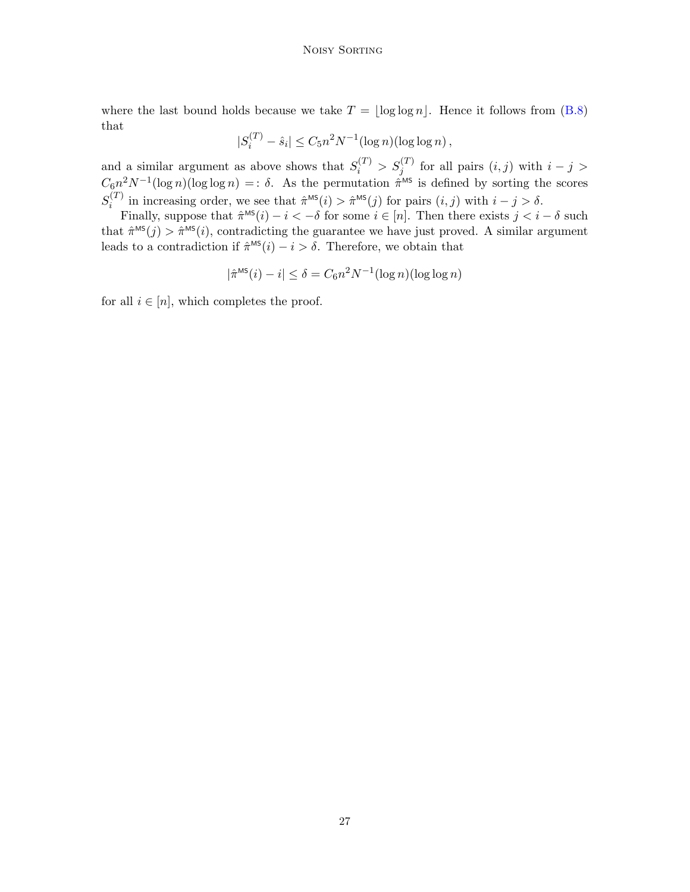where the last bound holds because we take $T = \lfloor \log \log n \rfloor$. Hence it follows from (B.8) that

$$|S_i^{(T)} - \hat{s}_i| \le C_5 n^2 N^{-1} (\log n)(\log \log n)\,,$$

and a similar argument as above shows that $S_i^{(T)} > S_j^{(T)}$ for all pairs $(i, j)$ with $i - j > C_6 n^2 N^{-1} (\log n)(\log \log n) =: \delta$. As the permutation $\hat{\pi}^{\mathsf{MS}}$ is defined by sorting the scores $S_i^{(T)}$ in increasing order, we see that $\hat{\pi}^{\mathsf{MS}}(i) > \hat{\pi}^{\mathsf{MS}}(j)$ for pairs $(i, j)$ with $i - j > \delta$.

Finally, suppose that $\hat{\pi}^{\mathsf{MS}}(i) - i < -\delta$ for some $i \in [n]$. Then there exists $j < i - \delta$ such that $\hat{\pi}^{\mathsf{MS}}(j) > \hat{\pi}^{\mathsf{MS}}(i)$, contradicting the guarantee we have just proved. A similar argument leads to a contradiction if $\hat{\pi}^{\mathsf{MS}}(i) - i > \delta$. Therefore, we obtain that

$$|\hat{\pi}^{\mathsf{MS}}(i) - i| \le \delta = C_6 n^2 N^{-1} (\log n)(\log \log n)$$

for all $i \in [n]$, which completes the proof.